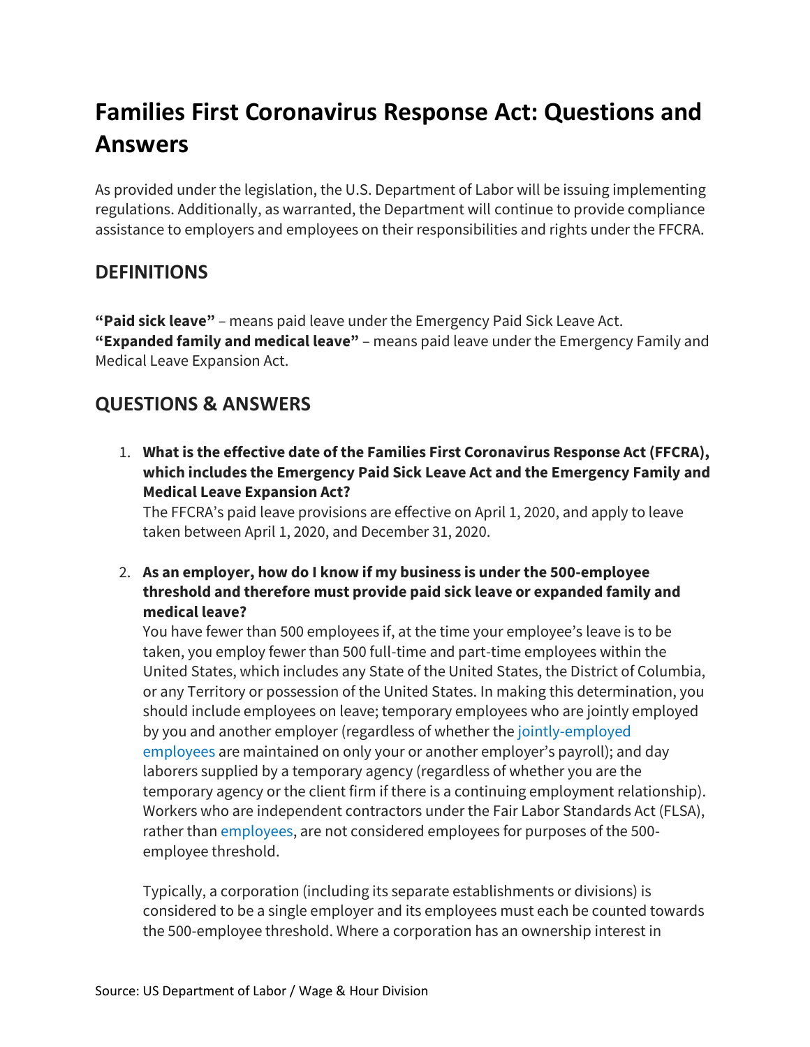# Families First Coronavirus Response Act: Questions and Answers

As provided under the legislation, the U.S. Department of Labor will be issuing implementing regulations. Additionally, as warranted, the Department will continue to provide compliance assistance to employers and employees on their responsibilities and rights under the FFCRA.

## DEFINITIONS

**"Paid sick leave"** – means paid leave under the Emergency Paid Sick Leave Act.
**"Expanded family and medical leave"** – means paid leave under the Emergency Family and Medical Leave Expansion Act.

## QUESTIONS & ANSWERS

1. **What is the effective date of the Families First Coronavirus Response Act (FFCRA), which includes the Emergency Paid Sick Leave Act and the Emergency Family and Medical Leave Expansion Act?**
   The FFCRA's paid leave provisions are effective on April 1, 2020, and apply to leave taken between April 1, 2020, and December 31, 2020.

2. **As an employer, how do I know if my business is under the 500-employee threshold and therefore must provide paid sick leave or expanded family and medical leave?**
   You have fewer than 500 employees if, at the time your employee's leave is to be taken, you employ fewer than 500 full-time and part-time employees within the United States, which includes any State of the United States, the District of Columbia, or any Territory or possession of the United States. In making this determination, you should include employees on leave; temporary employees who are jointly employed by you and another employer (regardless of whether the jointly-employed employees are maintained on only your or another employer's payroll); and day laborers supplied by a temporary agency (regardless of whether you are the temporary agency or the client firm if there is a continuing employment relationship). Workers who are independent contractors under the Fair Labor Standards Act (FLSA), rather than employees, are not considered employees for purposes of the 500-employee threshold.

   Typically, a corporation (including its separate establishments or divisions) is considered to be a single employer and its employees must each be counted towards the 500-employee threshold. Where a corporation has an ownership interest in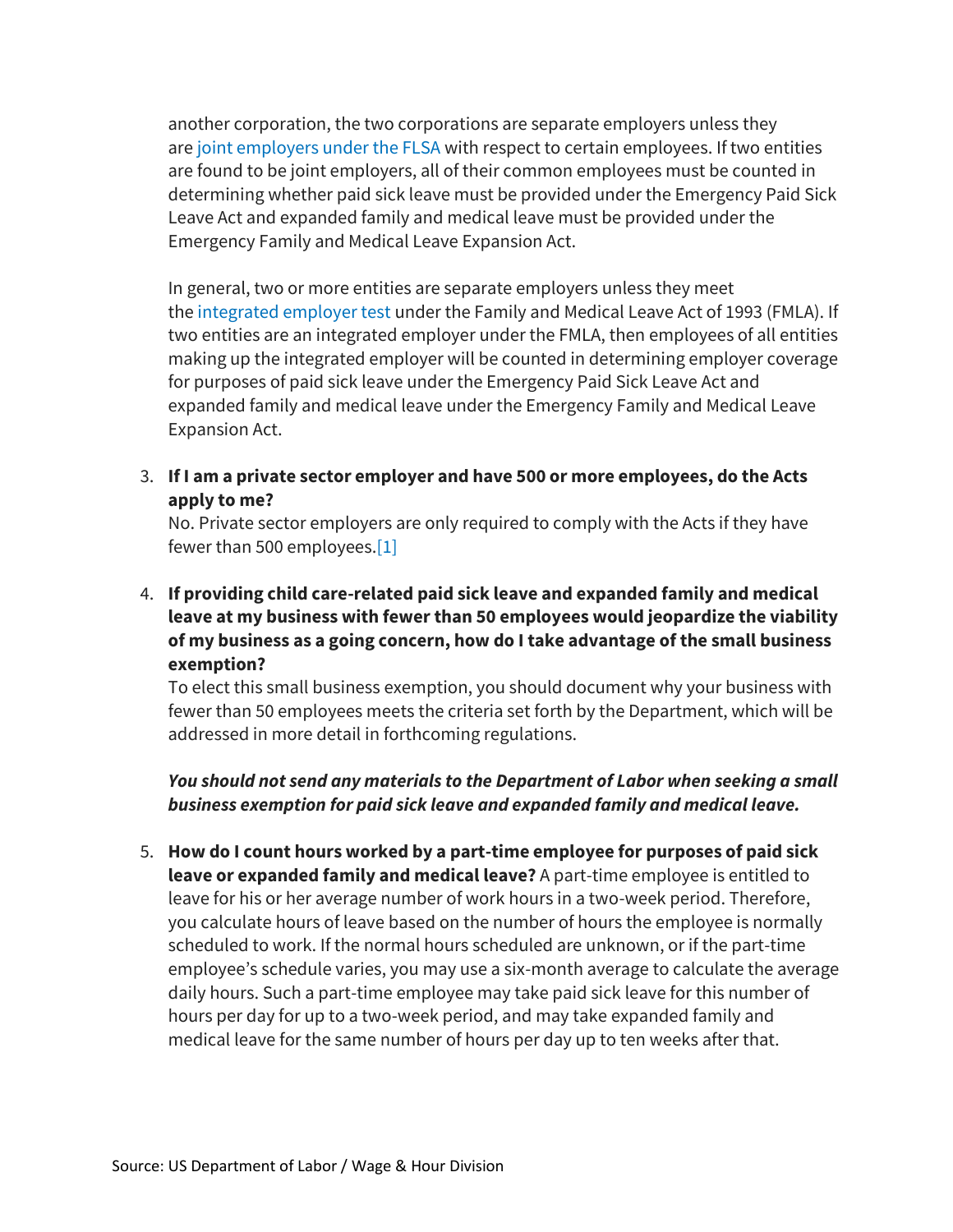another corporation, the two corporations are separate employers unless they are joint employers under the FLSA with respect to certain employees. If two entities are found to be joint employers, all of their common employees must be counted in determining whether paid sick leave must be provided under the Emergency Paid Sick Leave Act and expanded family and medical leave must be provided under the Emergency Family and Medical Leave Expansion Act.

In general, two or more entities are separate employers unless they meet the integrated employer test under the Family and Medical Leave Act of 1993 (FMLA). If two entities are an integrated employer under the FMLA, then employees of all entities making up the integrated employer will be counted in determining employer coverage for purposes of paid sick leave under the Emergency Paid Sick Leave Act and expanded family and medical leave under the Emergency Family and Medical Leave Expansion Act.

3. **If I am a private sector employer and have 500 or more employees, do the Acts apply to me?**
   No. Private sector employers are only required to comply with the Acts if they have fewer than 500 employees.[1]

4. **If providing child care-related paid sick leave and expanded family and medical leave at my business with fewer than 50 employees would jeopardize the viability of my business as a going concern, how do I take advantage of the small business exemption?**
   To elect this small business exemption, you should document why your business with fewer than 50 employees meets the criteria set forth by the Department, which will be addressed in more detail in forthcoming regulations.

   ***You should not send any materials to the Department of Labor when seeking a small business exemption for paid sick leave and expanded family and medical leave.***

5. **How do I count hours worked by a part-time employee for purposes of paid sick leave or expanded family and medical leave?** A part-time employee is entitled to leave for his or her average number of work hours in a two-week period. Therefore, you calculate hours of leave based on the number of hours the employee is normally scheduled to work. If the normal hours scheduled are unknown, or if the part-time employee's schedule varies, you may use a six-month average to calculate the average daily hours. Such a part-time employee may take paid sick leave for this number of hours per day for up to a two-week period, and may take expanded family and medical leave for the same number of hours per day up to ten weeks after that.

Source: US Department of Labor / Wage & Hour Division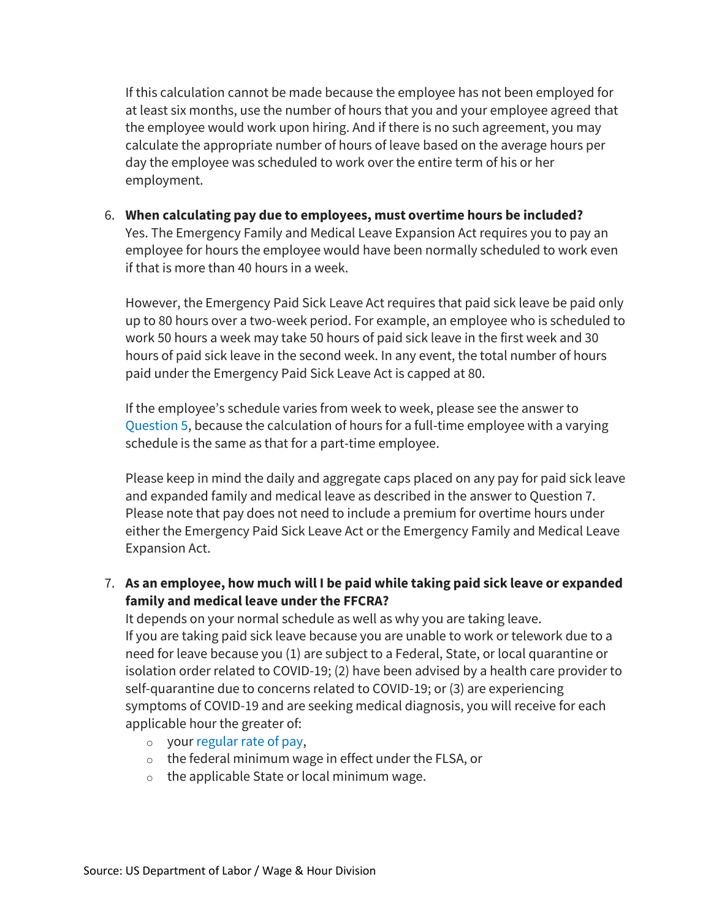If this calculation cannot be made because the employee has not been employed for at least six months, use the number of hours that you and your employee agreed that the employee would work upon hiring. And if there is no such agreement, you may calculate the appropriate number of hours of leave based on the average hours per day the employee was scheduled to work over the entire term of his or her employment.

6. **When calculating pay due to employees, must overtime hours be included?**
   Yes. The Emergency Family and Medical Leave Expansion Act requires you to pay an employee for hours the employee would have been normally scheduled to work even if that is more than 40 hours in a week.

   However, the Emergency Paid Sick Leave Act requires that paid sick leave be paid only up to 80 hours over a two-week period. For example, an employee who is scheduled to work 50 hours a week may take 50 hours of paid sick leave in the first week and 30 hours of paid sick leave in the second week. In any event, the total number of hours paid under the Emergency Paid Sick Leave Act is capped at 80.

   If the employee's schedule varies from week to week, please see the answer to Question 5, because the calculation of hours for a full-time employee with a varying schedule is the same as that for a part-time employee.

   Please keep in mind the daily and aggregate caps placed on any pay for paid sick leave and expanded family and medical leave as described in the answer to Question 7. Please note that pay does not need to include a premium for overtime hours under either the Emergency Paid Sick Leave Act or the Emergency Family and Medical Leave Expansion Act.

7. **As an employee, how much will I be paid while taking paid sick leave or expanded family and medical leave under the FFCRA?**
   It depends on your normal schedule as well as why you are taking leave.
   If you are taking paid sick leave because you are unable to work or telework due to a need for leave because you (1) are subject to a Federal, State, or local quarantine or isolation order related to COVID-19; (2) have been advised by a health care provider to self-quarantine due to concerns related to COVID-19; or (3) are experiencing symptoms of COVID-19 and are seeking medical diagnosis, you will receive for each applicable hour the greater of:
   - your regular rate of pay,
   - the federal minimum wage in effect under the FLSA, or
   - the applicable State or local minimum wage.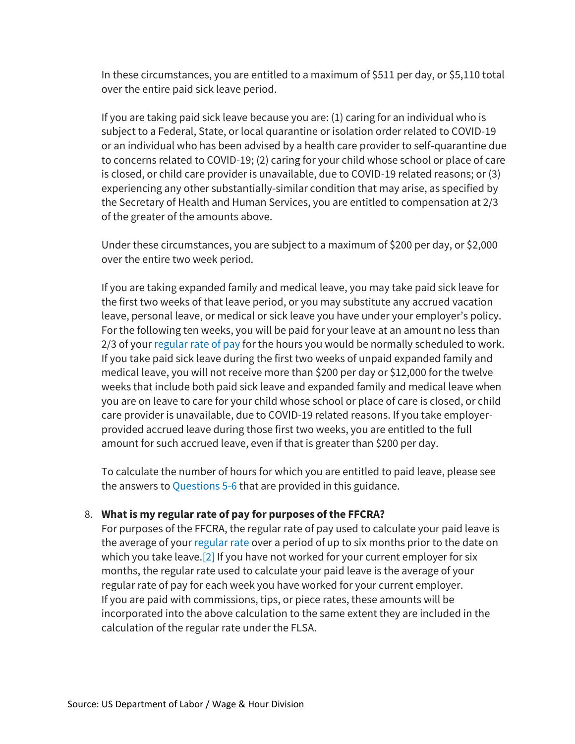In these circumstances, you are entitled to a maximum of $511 per day, or $5,110 total over the entire paid sick leave period.

If you are taking paid sick leave because you are: (1) caring for an individual who is subject to a Federal, State, or local quarantine or isolation order related to COVID-19 or an individual who has been advised by a health care provider to self-quarantine due to concerns related to COVID-19; (2) caring for your child whose school or place of care is closed, or child care provider is unavailable, due to COVID-19 related reasons; or (3) experiencing any other substantially-similar condition that may arise, as specified by the Secretary of Health and Human Services, you are entitled to compensation at 2/3 of the greater of the amounts above.

Under these circumstances, you are subject to a maximum of $200 per day, or $2,000 over the entire two week period.

If you are taking expanded family and medical leave, you may take paid sick leave for the first two weeks of that leave period, or you may substitute any accrued vacation leave, personal leave, or medical or sick leave you have under your employer's policy. For the following ten weeks, you will be paid for your leave at an amount no less than 2/3 of your regular rate of pay for the hours you would be normally scheduled to work. If you take paid sick leave during the first two weeks of unpaid expanded family and medical leave, you will not receive more than $200 per day or $12,000 for the twelve weeks that include both paid sick leave and expanded family and medical leave when you are on leave to care for your child whose school or place of care is closed, or child care provider is unavailable, due to COVID-19 related reasons. If you take employer-provided accrued leave during those first two weeks, you are entitled to the full amount for such accrued leave, even if that is greater than $200 per day.

To calculate the number of hours for which you are entitled to paid leave, please see the answers to Questions 5-6 that are provided in this guidance.

8. **What is my regular rate of pay for purposes of the FFCRA?**
   For purposes of the FFCRA, the regular rate of pay used to calculate your paid leave is the average of your regular rate over a period of up to six months prior to the date on which you take leave.[2] If you have not worked for your current employer for six months, the regular rate used to calculate your paid leave is the average of your regular rate of pay for each week you have worked for your current employer. If you are paid with commissions, tips, or piece rates, these amounts will be incorporated into the above calculation to the same extent they are included in the calculation of the regular rate under the FLSA.

Source: US Department of Labor / Wage & Hour Division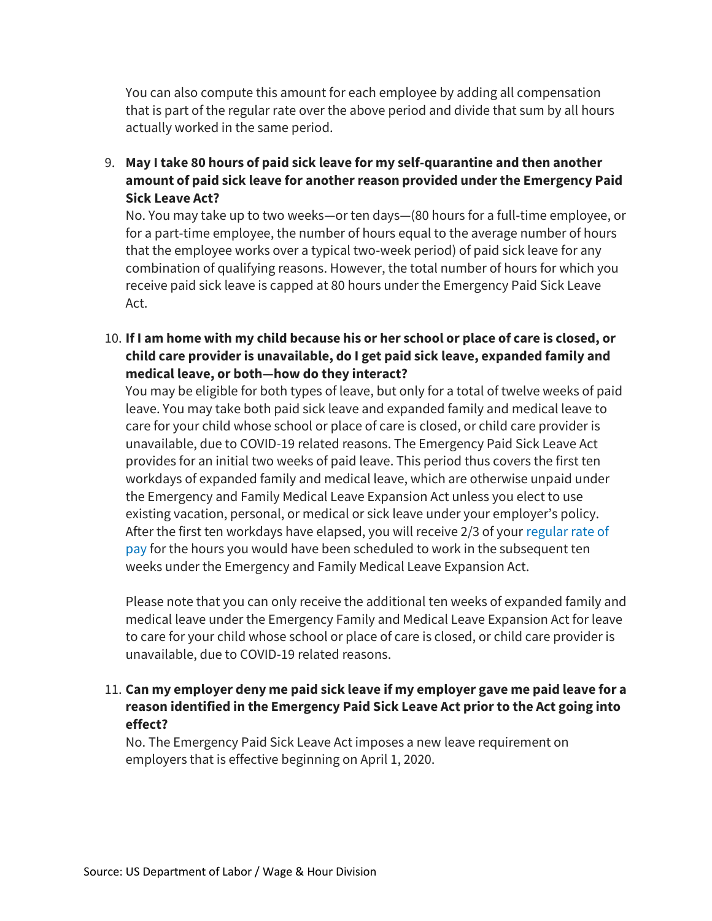You can also compute this amount for each employee by adding all compensation that is part of the regular rate over the above period and divide that sum by all hours actually worked in the same period.

9. **May I take 80 hours of paid sick leave for my self-quarantine and then another amount of paid sick leave for another reason provided under the Emergency Paid Sick Leave Act?**
   No. You may take up to two weeks—or ten days—(80 hours for a full-time employee, or for a part-time employee, the number of hours equal to the average number of hours that the employee works over a typical two-week period) of paid sick leave for any combination of qualifying reasons. However, the total number of hours for which you receive paid sick leave is capped at 80 hours under the Emergency Paid Sick Leave Act.

10. **If I am home with my child because his or her school or place of care is closed, or child care provider is unavailable, do I get paid sick leave, expanded family and medical leave, or both—how do they interact?**
    You may be eligible for both types of leave, but only for a total of twelve weeks of paid leave. You may take both paid sick leave and expanded family and medical leave to care for your child whose school or place of care is closed, or child care provider is unavailable, due to COVID-19 related reasons. The Emergency Paid Sick Leave Act provides for an initial two weeks of paid leave. This period thus covers the first ten workdays of expanded family and medical leave, which are otherwise unpaid under the Emergency and Family Medical Leave Expansion Act unless you elect to use existing vacation, personal, or medical or sick leave under your employer's policy. After the first ten workdays have elapsed, you will receive 2/3 of your regular rate of pay for the hours you would have been scheduled to work in the subsequent ten weeks under the Emergency and Family Medical Leave Expansion Act.

    Please note that you can only receive the additional ten weeks of expanded family and medical leave under the Emergency Family and Medical Leave Expansion Act for leave to care for your child whose school or place of care is closed, or child care provider is unavailable, due to COVID-19 related reasons.

11. **Can my employer deny me paid sick leave if my employer gave me paid leave for a reason identified in the Emergency Paid Sick Leave Act prior to the Act going into effect?**
    No. The Emergency Paid Sick Leave Act imposes a new leave requirement on employers that is effective beginning on April 1, 2020.

Source: US Department of Labor / Wage & Hour Division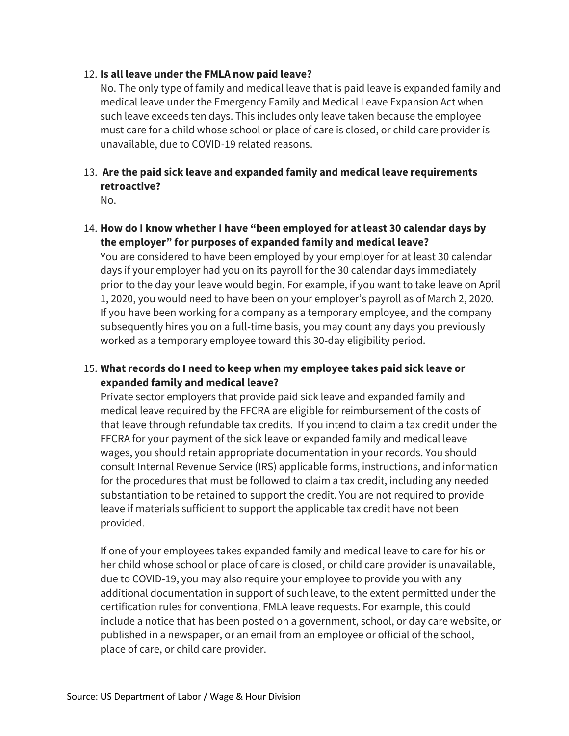12. **Is all leave under the FMLA now paid leave?**
    No. The only type of family and medical leave that is paid leave is expanded family and medical leave under the Emergency Family and Medical Leave Expansion Act when such leave exceeds ten days. This includes only leave taken because the employee must care for a child whose school or place of care is closed, or child care provider is unavailable, due to COVID-19 related reasons.

13. **Are the paid sick leave and expanded family and medical leave requirements retroactive?**
    No.

14. **How do I know whether I have "been employed for at least 30 calendar days by the employer" for purposes of expanded family and medical leave?**
    You are considered to have been employed by your employer for at least 30 calendar days if your employer had you on its payroll for the 30 calendar days immediately prior to the day your leave would begin. For example, if you want to take leave on April 1, 2020, you would need to have been on your employer's payroll as of March 2, 2020. If you have been working for a company as a temporary employee, and the company subsequently hires you on a full-time basis, you may count any days you previously worked as a temporary employee toward this 30-day eligibility period.

15. **What records do I need to keep when my employee takes paid sick leave or expanded family and medical leave?**
    Private sector employers that provide paid sick leave and expanded family and medical leave required by the FFCRA are eligible for reimbursement of the costs of that leave through refundable tax credits. If you intend to claim a tax credit under the FFCRA for your payment of the sick leave or expanded family and medical leave wages, you should retain appropriate documentation in your records. You should consult Internal Revenue Service (IRS) applicable forms, instructions, and information for the procedures that must be followed to claim a tax credit, including any needed substantiation to be retained to support the credit. You are not required to provide leave if materials sufficient to support the applicable tax credit have not been provided.

    If one of your employees takes expanded family and medical leave to care for his or her child whose school or place of care is closed, or child care provider is unavailable, due to COVID-19, you may also require your employee to provide you with any additional documentation in support of such leave, to the extent permitted under the certification rules for conventional FMLA leave requests. For example, this could include a notice that has been posted on a government, school, or day care website, or published in a newspaper, or an email from an employee or official of the school, place of care, or child care provider.

Source: US Department of Labor / Wage & Hour Division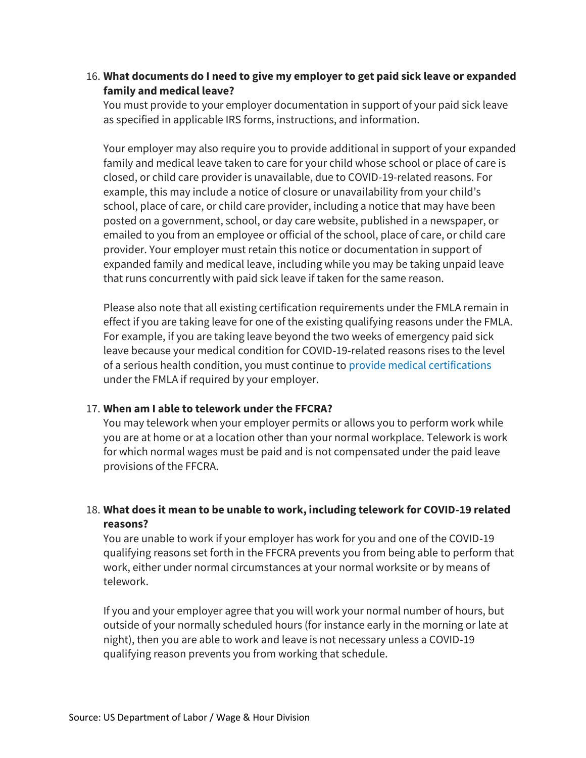16. **What documents do I need to give my employer to get paid sick leave or expanded family and medical leave?**

    You must provide to your employer documentation in support of your paid sick leave as specified in applicable IRS forms, instructions, and information.

    Your employer may also require you to provide additional in support of your expanded family and medical leave taken to care for your child whose school or place of care is closed, or child care provider is unavailable, due to COVID-19-related reasons. For example, this may include a notice of closure or unavailability from your child's school, place of care, or child care provider, including a notice that may have been posted on a government, school, or day care website, published in a newspaper, or emailed to you from an employee or official of the school, place of care, or child care provider. Your employer must retain this notice or documentation in support of expanded family and medical leave, including while you may be taking unpaid leave that runs concurrently with paid sick leave if taken for the same reason.

    Please also note that all existing certification requirements under the FMLA remain in effect if you are taking leave for one of the existing qualifying reasons under the FMLA. For example, if you are taking leave beyond the two weeks of emergency paid sick leave because your medical condition for COVID-19-related reasons rises to the level of a serious health condition, you must continue to provide medical certifications under the FMLA if required by your employer.

17. **When am I able to telework under the FFCRA?**

    You may telework when your employer permits or allows you to perform work while you are at home or at a location other than your normal workplace. Telework is work for which normal wages must be paid and is not compensated under the paid leave provisions of the FFCRA.

18. **What does it mean to be unable to work, including telework for COVID-19 related reasons?**

    You are unable to work if your employer has work for you and one of the COVID-19 qualifying reasons set forth in the FFCRA prevents you from being able to perform that work, either under normal circumstances at your normal worksite or by means of telework.

    If you and your employer agree that you will work your normal number of hours, but outside of your normally scheduled hours (for instance early in the morning or late at night), then you are able to work and leave is not necessary unless a COVID-19 qualifying reason prevents you from working that schedule.

Source: US Department of Labor / Wage & Hour Division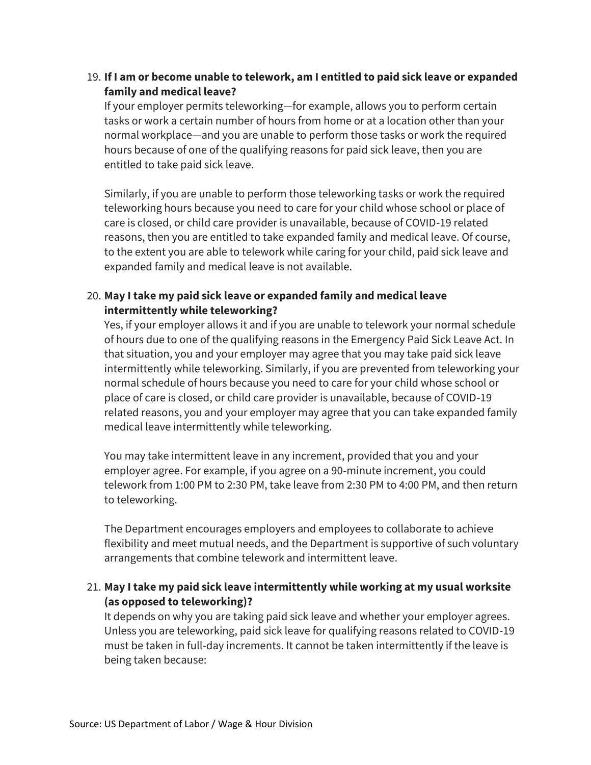19. **If I am or become unable to telework, am I entitled to paid sick leave or expanded family and medical leave?**

    If your employer permits teleworking—for example, allows you to perform certain tasks or work a certain number of hours from home or at a location other than your normal workplace—and you are unable to perform those tasks or work the required hours because of one of the qualifying reasons for paid sick leave, then you are entitled to take paid sick leave.

    Similarly, if you are unable to perform those teleworking tasks or work the required teleworking hours because you need to care for your child whose school or place of care is closed, or child care provider is unavailable, because of COVID-19 related reasons, then you are entitled to take expanded family and medical leave. Of course, to the extent you are able to telework while caring for your child, paid sick leave and expanded family and medical leave is not available.

20. **May I take my paid sick leave or expanded family and medical leave intermittently while teleworking?**

    Yes, if your employer allows it and if you are unable to telework your normal schedule of hours due to one of the qualifying reasons in the Emergency Paid Sick Leave Act. In that situation, you and your employer may agree that you may take paid sick leave intermittently while teleworking. Similarly, if you are prevented from teleworking your normal schedule of hours because you need to care for your child whose school or place of care is closed, or child care provider is unavailable, because of COVID-19 related reasons, you and your employer may agree that you can take expanded family medical leave intermittently while teleworking.

    You may take intermittent leave in any increment, provided that you and your employer agree. For example, if you agree on a 90-minute increment, you could telework from 1:00 PM to 2:30 PM, take leave from 2:30 PM to 4:00 PM, and then return to teleworking.

    The Department encourages employers and employees to collaborate to achieve flexibility and meet mutual needs, and the Department is supportive of such voluntary arrangements that combine telework and intermittent leave.

21. **May I take my paid sick leave intermittently while working at my usual worksite (as opposed to teleworking)?**

    It depends on why you are taking paid sick leave and whether your employer agrees. Unless you are teleworking, paid sick leave for qualifying reasons related to COVID-19 must be taken in full-day increments. It cannot be taken intermittently if the leave is being taken because:

Source: US Department of Labor / Wage & Hour Division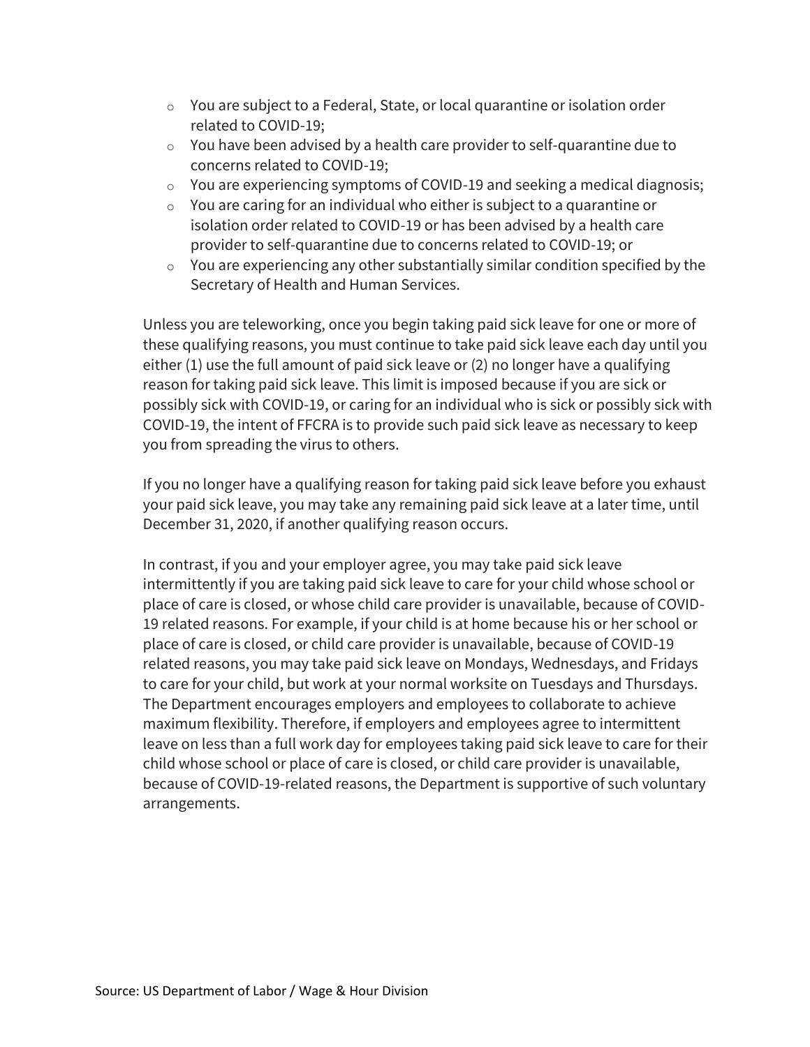- You are subject to a Federal, State, or local quarantine or isolation order related to COVID-19;
- You have been advised by a health care provider to self-quarantine due to concerns related to COVID-19;
- You are experiencing symptoms of COVID-19 and seeking a medical diagnosis;
- You are caring for an individual who either is subject to a quarantine or isolation order related to COVID-19 or has been advised by a health care provider to self-quarantine due to concerns related to COVID-19; or
- You are experiencing any other substantially similar condition specified by the Secretary of Health and Human Services.

Unless you are teleworking, once you begin taking paid sick leave for one or more of these qualifying reasons, you must continue to take paid sick leave each day until you either (1) use the full amount of paid sick leave or (2) no longer have a qualifying reason for taking paid sick leave. This limit is imposed because if you are sick or possibly sick with COVID-19, or caring for an individual who is sick or possibly sick with COVID-19, the intent of FFCRA is to provide such paid sick leave as necessary to keep you from spreading the virus to others.

If you no longer have a qualifying reason for taking paid sick leave before you exhaust your paid sick leave, you may take any remaining paid sick leave at a later time, until December 31, 2020, if another qualifying reason occurs.

In contrast, if you and your employer agree, you may take paid sick leave intermittently if you are taking paid sick leave to care for your child whose school or place of care is closed, or whose child care provider is unavailable, because of COVID-19 related reasons. For example, if your child is at home because his or her school or place of care is closed, or child care provider is unavailable, because of COVID-19 related reasons, you may take paid sick leave on Mondays, Wednesdays, and Fridays to care for your child, but work at your normal worksite on Tuesdays and Thursdays. The Department encourages employers and employees to collaborate to achieve maximum flexibility. Therefore, if employers and employees agree to intermittent leave on less than a full work day for employees taking paid sick leave to care for their child whose school or place of care is closed, or child care provider is unavailable, because of COVID-19-related reasons, the Department is supportive of such voluntary arrangements.

Source: US Department of Labor / Wage & Hour Division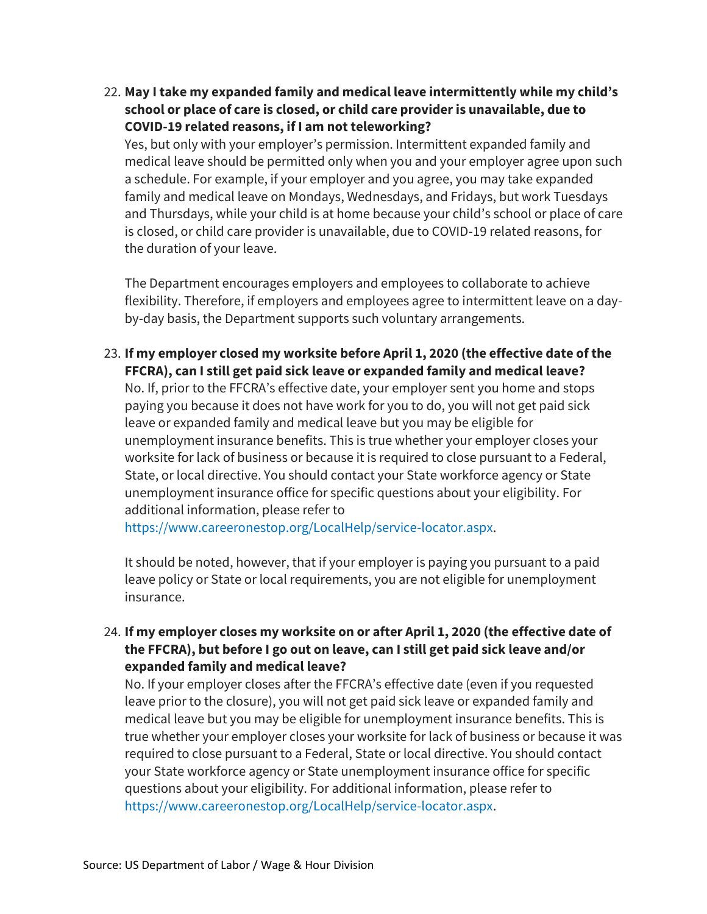22. **May I take my expanded family and medical leave intermittently while my child's school or place of care is closed, or child care provider is unavailable, due to COVID-19 related reasons, if I am not teleworking?**
    Yes, but only with your employer's permission. Intermittent expanded family and medical leave should be permitted only when you and your employer agree upon such a schedule. For example, if your employer and you agree, you may take expanded family and medical leave on Mondays, Wednesdays, and Fridays, but work Tuesdays and Thursdays, while your child is at home because your child's school or place of care is closed, or child care provider is unavailable, due to COVID-19 related reasons, for the duration of your leave.

    The Department encourages employers and employees to collaborate to achieve flexibility. Therefore, if employers and employees agree to intermittent leave on a day-by-day basis, the Department supports such voluntary arrangements.

23. **If my employer closed my worksite before April 1, 2020 (the effective date of the FFCRA), can I still get paid sick leave or expanded family and medical leave?**
    No. If, prior to the FFCRA's effective date, your employer sent you home and stops paying you because it does not have work for you to do, you will not get paid sick leave or expanded family and medical leave but you may be eligible for unemployment insurance benefits. This is true whether your employer closes your worksite for lack of business or because it is required to close pursuant to a Federal, State, or local directive. You should contact your State workforce agency or State unemployment insurance office for specific questions about your eligibility. For additional information, please refer to https://www.careeronestop.org/LocalHelp/service-locator.aspx.

    It should be noted, however, that if your employer is paying you pursuant to a paid leave policy or State or local requirements, you are not eligible for unemployment insurance.

24. **If my employer closes my worksite on or after April 1, 2020 (the effective date of the FFCRA), but before I go out on leave, can I still get paid sick leave and/or expanded family and medical leave?**
    No. If your employer closes after the FFCRA's effective date (even if you requested leave prior to the closure), you will not get paid sick leave or expanded family and medical leave but you may be eligible for unemployment insurance benefits. This is true whether your employer closes your worksite for lack of business or because it was required to close pursuant to a Federal, State or local directive. You should contact your State workforce agency or State unemployment insurance office for specific questions about your eligibility. For additional information, please refer to https://www.careeronestop.org/LocalHelp/service-locator.aspx.

Source: US Department of Labor / Wage & Hour Division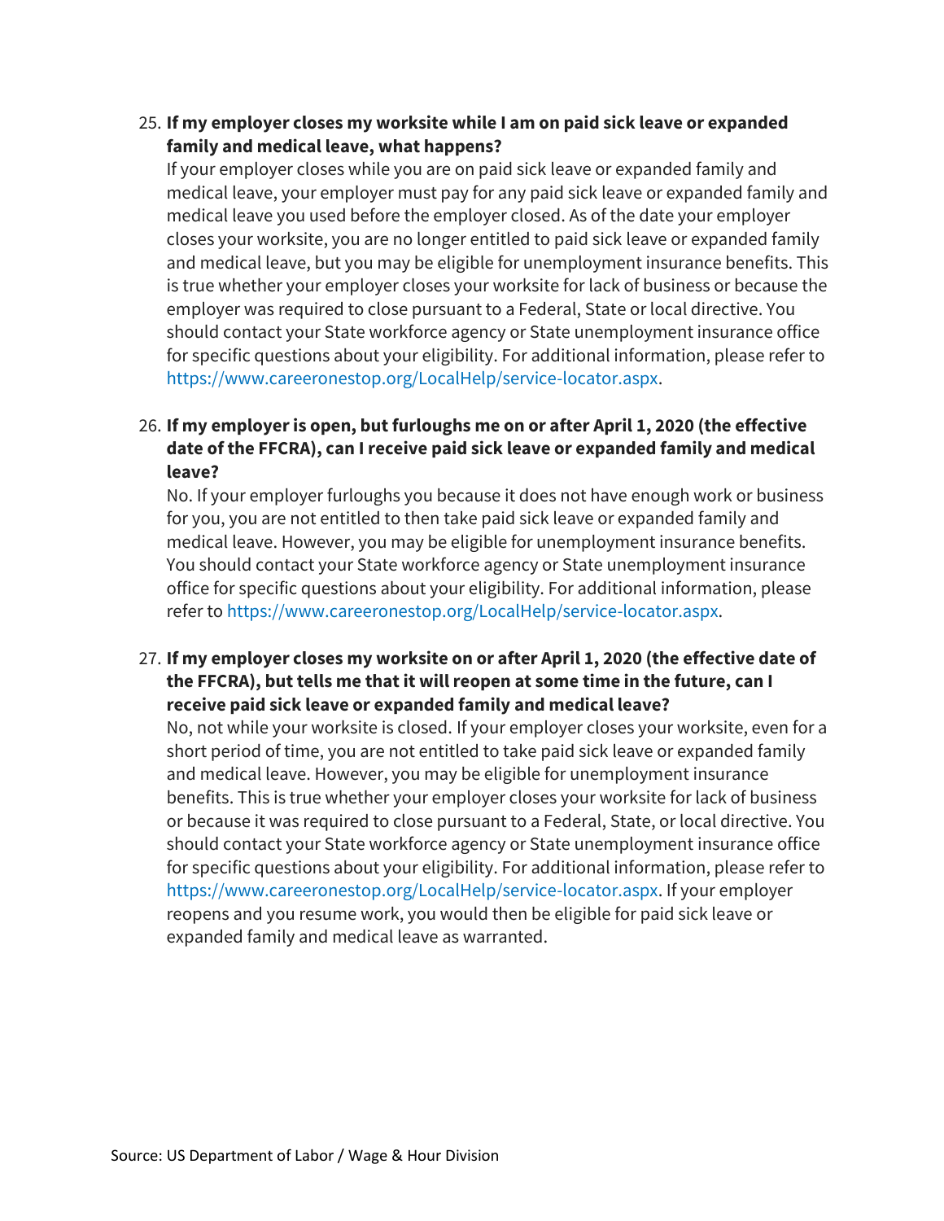25. **If my employer closes my worksite while I am on paid sick leave or expanded family and medical leave, what happens?**
    If your employer closes while you are on paid sick leave or expanded family and medical leave, your employer must pay for any paid sick leave or expanded family and medical leave you used before the employer closed. As of the date your employer closes your worksite, you are no longer entitled to paid sick leave or expanded family and medical leave, but you may be eligible for unemployment insurance benefits. This is true whether your employer closes your worksite for lack of business or because the employer was required to close pursuant to a Federal, State or local directive. You should contact your State workforce agency or State unemployment insurance office for specific questions about your eligibility. For additional information, please refer to https://www.careeronestop.org/LocalHelp/service-locator.aspx.

26. **If my employer is open, but furloughs me on or after April 1, 2020 (the effective date of the FFCRA), can I receive paid sick leave or expanded family and medical leave?**
    No. If your employer furloughs you because it does not have enough work or business for you, you are not entitled to then take paid sick leave or expanded family and medical leave. However, you may be eligible for unemployment insurance benefits. You should contact your State workforce agency or State unemployment insurance office for specific questions about your eligibility. For additional information, please refer to https://www.careeronestop.org/LocalHelp/service-locator.aspx.

27. **If my employer closes my worksite on or after April 1, 2020 (the effective date of the FFCRA), but tells me that it will reopen at some time in the future, can I receive paid sick leave or expanded family and medical leave?**
    No, not while your worksite is closed. If your employer closes your worksite, even for a short period of time, you are not entitled to take paid sick leave or expanded family and medical leave. However, you may be eligible for unemployment insurance benefits. This is true whether your employer closes your worksite for lack of business or because it was required to close pursuant to a Federal, State, or local directive. You should contact your State workforce agency or State unemployment insurance office for specific questions about your eligibility. For additional information, please refer to https://www.careeronestop.org/LocalHelp/service-locator.aspx. If your employer reopens and you resume work, you would then be eligible for paid sick leave or expanded family and medical leave as warranted.

Source: US Department of Labor / Wage & Hour Division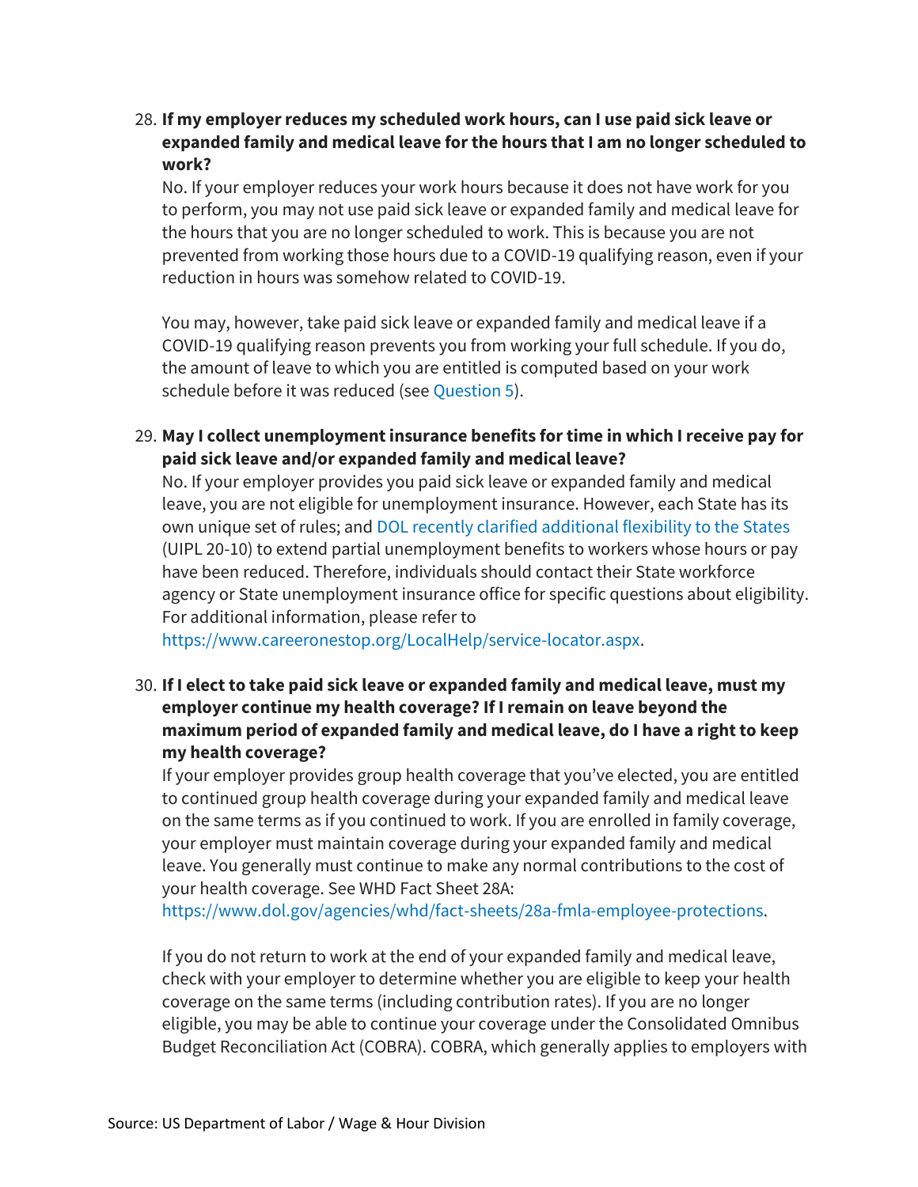28. **If my employer reduces my scheduled work hours, can I use paid sick leave or expanded family and medical leave for the hours that I am no longer scheduled to work?**

    No. If your employer reduces your work hours because it does not have work for you to perform, you may not use paid sick leave or expanded family and medical leave for the hours that you are no longer scheduled to work. This is because you are not prevented from working those hours due to a COVID-19 qualifying reason, even if your reduction in hours was somehow related to COVID-19.

    You may, however, take paid sick leave or expanded family and medical leave if a COVID-19 qualifying reason prevents you from working your full schedule. If you do, the amount of leave to which you are entitled is computed based on your work schedule before it was reduced (see Question 5).

29. **May I collect unemployment insurance benefits for time in which I receive pay for paid sick leave and/or expanded family and medical leave?**

    No. If your employer provides you paid sick leave or expanded family and medical leave, you are not eligible for unemployment insurance. However, each State has its own unique set of rules; and DOL recently clarified additional flexibility to the States (UIPL 20-10) to extend partial unemployment benefits to workers whose hours or pay have been reduced. Therefore, individuals should contact their State workforce agency or State unemployment insurance office for specific questions about eligibility. For additional information, please refer to https://www.careeronestop.org/LocalHelp/service-locator.aspx.

30. **If I elect to take paid sick leave or expanded family and medical leave, must my employer continue my health coverage? If I remain on leave beyond the maximum period of expanded family and medical leave, do I have a right to keep my health coverage?**

    If your employer provides group health coverage that you've elected, you are entitled to continued group health coverage during your expanded family and medical leave on the same terms as if you continued to work. If you are enrolled in family coverage, your employer must maintain coverage during your expanded family and medical leave. You generally must continue to make any normal contributions to the cost of your health coverage. See WHD Fact Sheet 28A: https://www.dol.gov/agencies/whd/fact-sheets/28a-fmla-employee-protections.

    If you do not return to work at the end of your expanded family and medical leave, check with your employer to determine whether you are eligible to keep your health coverage on the same terms (including contribution rates). If you are no longer eligible, you may be able to continue your coverage under the Consolidated Omnibus Budget Reconciliation Act (COBRA). COBRA, which generally applies to employers with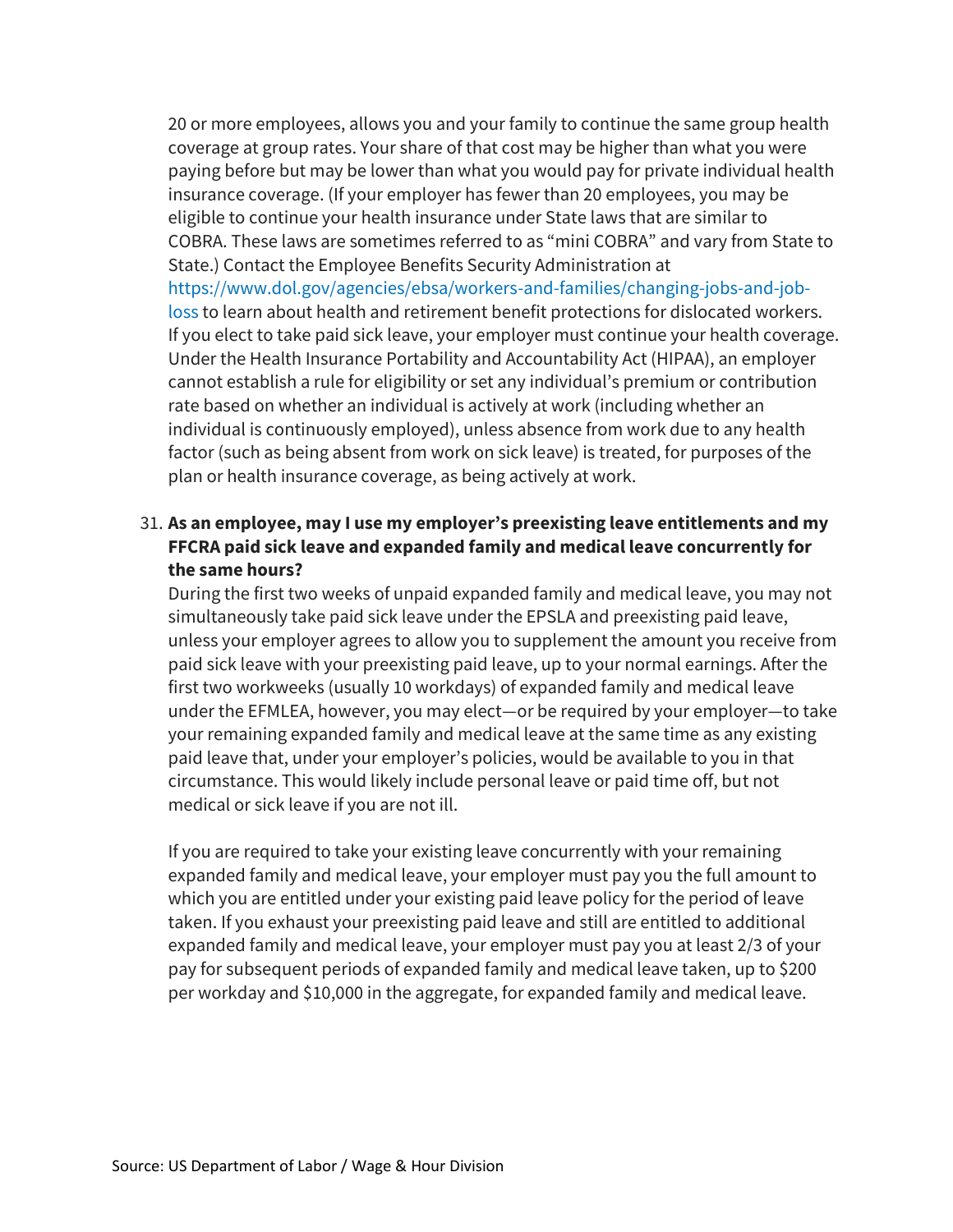20 or more employees, allows you and your family to continue the same group health coverage at group rates. Your share of that cost may be higher than what you were paying before but may be lower than what you would pay for private individual health insurance coverage. (If your employer has fewer than 20 employees, you may be eligible to continue your health insurance under State laws that are similar to COBRA. These laws are sometimes referred to as "mini COBRA" and vary from State to State.) Contact the Employee Benefits Security Administration at https://www.dol.gov/agencies/ebsa/workers-and-families/changing-jobs-and-job-loss to learn about health and retirement benefit protections for dislocated workers. If you elect to take paid sick leave, your employer must continue your health coverage. Under the Health Insurance Portability and Accountability Act (HIPAA), an employer cannot establish a rule for eligibility or set any individual's premium or contribution rate based on whether an individual is actively at work (including whether an individual is continuously employed), unless absence from work due to any health factor (such as being absent from work on sick leave) is treated, for purposes of the plan or health insurance coverage, as being actively at work.

31. **As an employee, may I use my employer's preexisting leave entitlements and my FFCRA paid sick leave and expanded family and medical leave concurrently for the same hours?**

    During the first two weeks of unpaid expanded family and medical leave, you may not simultaneously take paid sick leave under the EPSLA and preexisting paid leave, unless your employer agrees to allow you to supplement the amount you receive from paid sick leave with your preexisting paid leave, up to your normal earnings. After the first two workweeks (usually 10 workdays) of expanded family and medical leave under the EFMLEA, however, you may elect—or be required by your employer—to take your remaining expanded family and medical leave at the same time as any existing paid leave that, under your employer's policies, would be available to you in that circumstance. This would likely include personal leave or paid time off, but not medical or sick leave if you are not ill.

    If you are required to take your existing leave concurrently with your remaining expanded family and medical leave, your employer must pay you the full amount to which you are entitled under your existing paid leave policy for the period of leave taken. If you exhaust your preexisting paid leave and still are entitled to additional expanded family and medical leave, your employer must pay you at least 2/3 of your pay for subsequent periods of expanded family and medical leave taken, up to $200 per workday and $10,000 in the aggregate, for expanded family and medical leave.

Source: US Department of Labor / Wage & Hour Division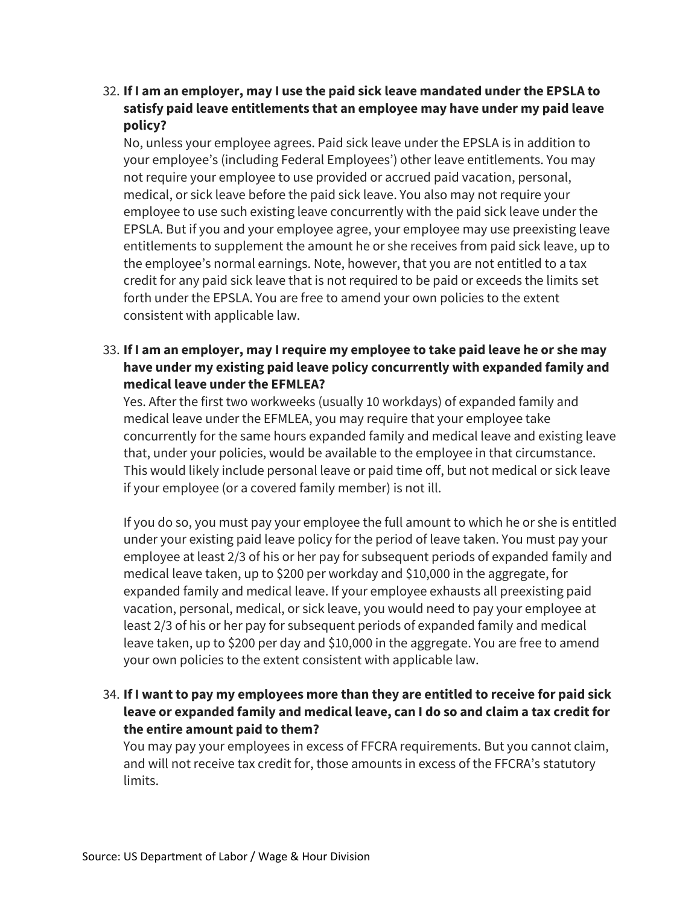32. **If I am an employer, may I use the paid sick leave mandated under the EPSLA to satisfy paid leave entitlements that an employee may have under my paid leave policy?**
    No, unless your employee agrees. Paid sick leave under the EPSLA is in addition to your employee's (including Federal Employees') other leave entitlements. You may not require your employee to use provided or accrued paid vacation, personal, medical, or sick leave before the paid sick leave. You also may not require your employee to use such existing leave concurrently with the paid sick leave under the EPSLA. But if you and your employee agree, your employee may use preexisting leave entitlements to supplement the amount he or she receives from paid sick leave, up to the employee's normal earnings. Note, however, that you are not entitled to a tax credit for any paid sick leave that is not required to be paid or exceeds the limits set forth under the EPSLA. You are free to amend your own policies to the extent consistent with applicable law.

33. **If I am an employer, may I require my employee to take paid leave he or she may have under my existing paid leave policy concurrently with expanded family and medical leave under the EFMLEA?**
    Yes. After the first two workweeks (usually 10 workdays) of expanded family and medical leave under the EFMLEA, you may require that your employee take concurrently for the same hours expanded family and medical leave and existing leave that, under your policies, would be available to the employee in that circumstance. This would likely include personal leave or paid time off, but not medical or sick leave if your employee (or a covered family member) is not ill.

    If you do so, you must pay your employee the full amount to which he or she is entitled under your existing paid leave policy for the period of leave taken. You must pay your employee at least 2/3 of his or her pay for subsequent periods of expanded family and medical leave taken, up to $200 per workday and $10,000 in the aggregate, for expanded family and medical leave. If your employee exhausts all preexisting paid vacation, personal, medical, or sick leave, you would need to pay your employee at least 2/3 of his or her pay for subsequent periods of expanded family and medical leave taken, up to $200 per day and $10,000 in the aggregate. You are free to amend your own policies to the extent consistent with applicable law.

34. **If I want to pay my employees more than they are entitled to receive for paid sick leave or expanded family and medical leave, can I do so and claim a tax credit for the entire amount paid to them?**
    You may pay your employees in excess of FFCRA requirements. But you cannot claim, and will not receive tax credit for, those amounts in excess of the FFCRA's statutory limits.

Source: US Department of Labor / Wage & Hour Division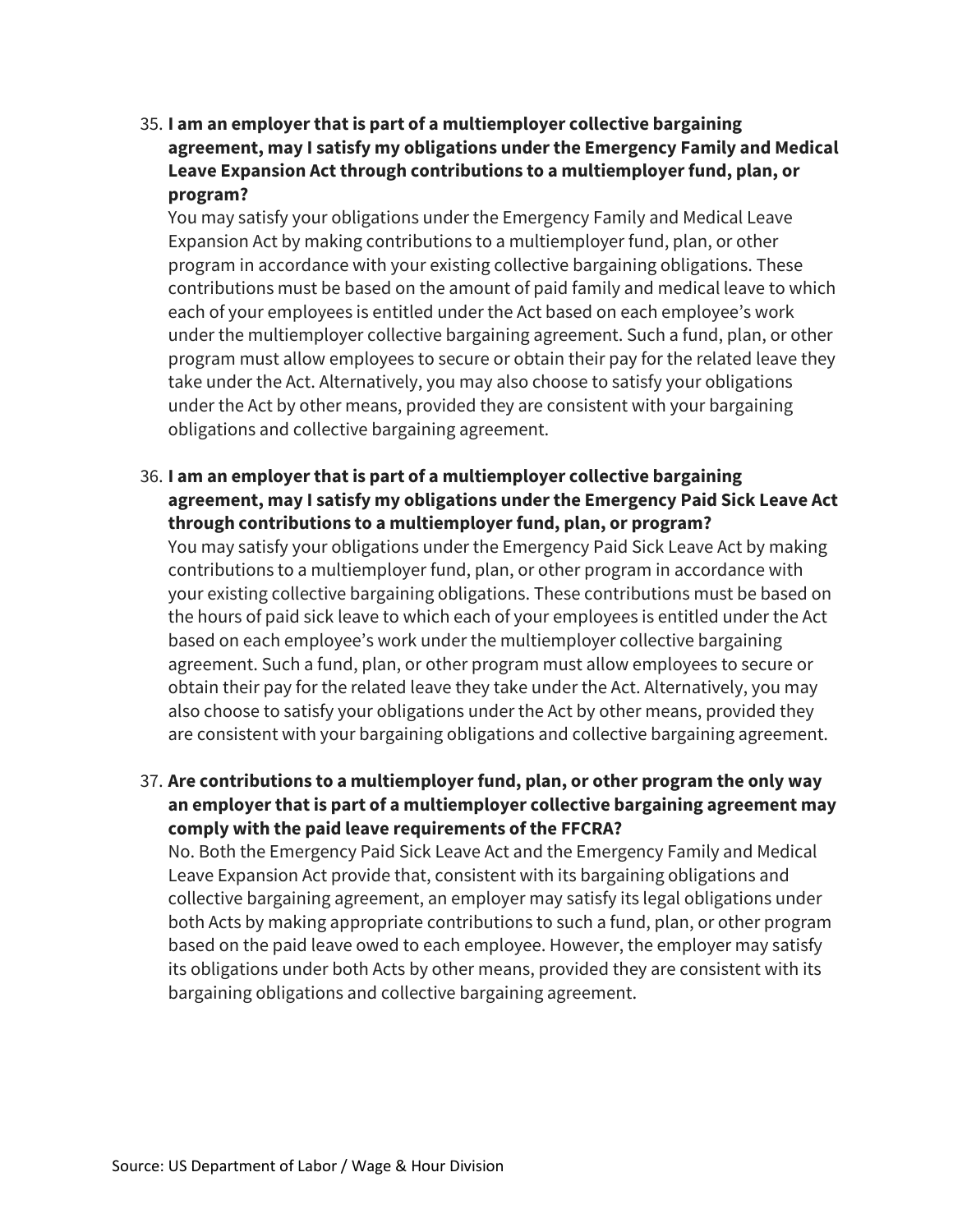35. **I am an employer that is part of a multiemployer collective bargaining agreement, may I satisfy my obligations under the Emergency Family and Medical Leave Expansion Act through contributions to a multiemployer fund, plan, or program?**
    You may satisfy your obligations under the Emergency Family and Medical Leave Expansion Act by making contributions to a multiemployer fund, plan, or other program in accordance with your existing collective bargaining obligations. These contributions must be based on the amount of paid family and medical leave to which each of your employees is entitled under the Act based on each employee's work under the multiemployer collective bargaining agreement. Such a fund, plan, or other program must allow employees to secure or obtain their pay for the related leave they take under the Act. Alternatively, you may also choose to satisfy your obligations under the Act by other means, provided they are consistent with your bargaining obligations and collective bargaining agreement.

36. **I am an employer that is part of a multiemployer collective bargaining agreement, may I satisfy my obligations under the Emergency Paid Sick Leave Act through contributions to a multiemployer fund, plan, or program?**
    You may satisfy your obligations under the Emergency Paid Sick Leave Act by making contributions to a multiemployer fund, plan, or other program in accordance with your existing collective bargaining obligations. These contributions must be based on the hours of paid sick leave to which each of your employees is entitled under the Act based on each employee's work under the multiemployer collective bargaining agreement. Such a fund, plan, or other program must allow employees to secure or obtain their pay for the related leave they take under the Act. Alternatively, you may also choose to satisfy your obligations under the Act by other means, provided they are consistent with your bargaining obligations and collective bargaining agreement.

37. **Are contributions to a multiemployer fund, plan, or other program the only way an employer that is part of a multiemployer collective bargaining agreement may comply with the paid leave requirements of the FFCRA?**
    No. Both the Emergency Paid Sick Leave Act and the Emergency Family and Medical Leave Expansion Act provide that, consistent with its bargaining obligations and collective bargaining agreement, an employer may satisfy its legal obligations under both Acts by making appropriate contributions to such a fund, plan, or other program based on the paid leave owed to each employee. However, the employer may satisfy its obligations under both Acts by other means, provided they are consistent with its bargaining obligations and collective bargaining agreement.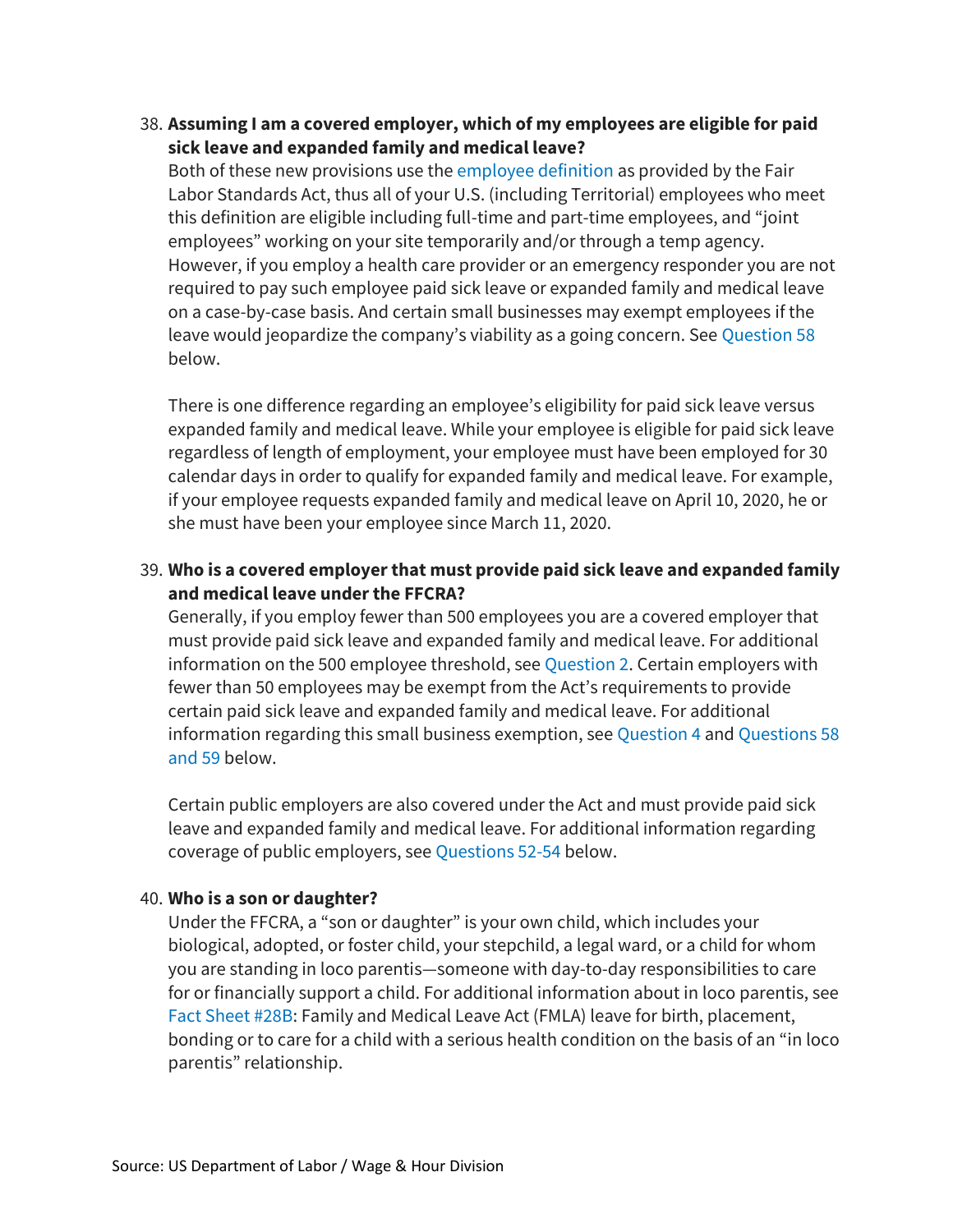38. **Assuming I am a covered employer, which of my employees are eligible for paid sick leave and expanded family and medical leave?**
 Both of these new provisions use the employee definition as provided by the Fair Labor Standards Act, thus all of your U.S. (including Territorial) employees who meet this definition are eligible including full-time and part-time employees, and "joint employees" working on your site temporarily and/or through a temp agency. However, if you employ a health care provider or an emergency responder you are not required to pay such employee paid sick leave or expanded family and medical leave on a case-by-case basis. And certain small businesses may exempt employees if the leave would jeopardize the company's viability as a going concern. See Question 58 below.

 There is one difference regarding an employee's eligibility for paid sick leave versus expanded family and medical leave. While your employee is eligible for paid sick leave regardless of length of employment, your employee must have been employed for 30 calendar days in order to qualify for expanded family and medical leave. For example, if your employee requests expanded family and medical leave on April 10, 2020, he or she must have been your employee since March 11, 2020.

39. **Who is a covered employer that must provide paid sick leave and expanded family and medical leave under the FFCRA?**
 Generally, if you employ fewer than 500 employees you are a covered employer that must provide paid sick leave and expanded family and medical leave. For additional information on the 500 employee threshold, see Question 2. Certain employers with fewer than 50 employees may be exempt from the Act's requirements to provide certain paid sick leave and expanded family and medical leave. For additional information regarding this small business exemption, see Question 4 and Questions 58 and 59 below.

 Certain public employers are also covered under the Act and must provide paid sick leave and expanded family and medical leave. For additional information regarding coverage of public employers, see Questions 52-54 below.

40. **Who is a son or daughter?**
 Under the FFCRA, a "son or daughter" is your own child, which includes your biological, adopted, or foster child, your stepchild, a legal ward, or a child for whom you are standing in loco parentis—someone with day-to-day responsibilities to care for or financially support a child. For additional information about in loco parentis, see Fact Sheet #28B: Family and Medical Leave Act (FMLA) leave for birth, placement, bonding or to care for a child with a serious health condition on the basis of an "in loco parentis" relationship.

Source: US Department of Labor / Wage & Hour Division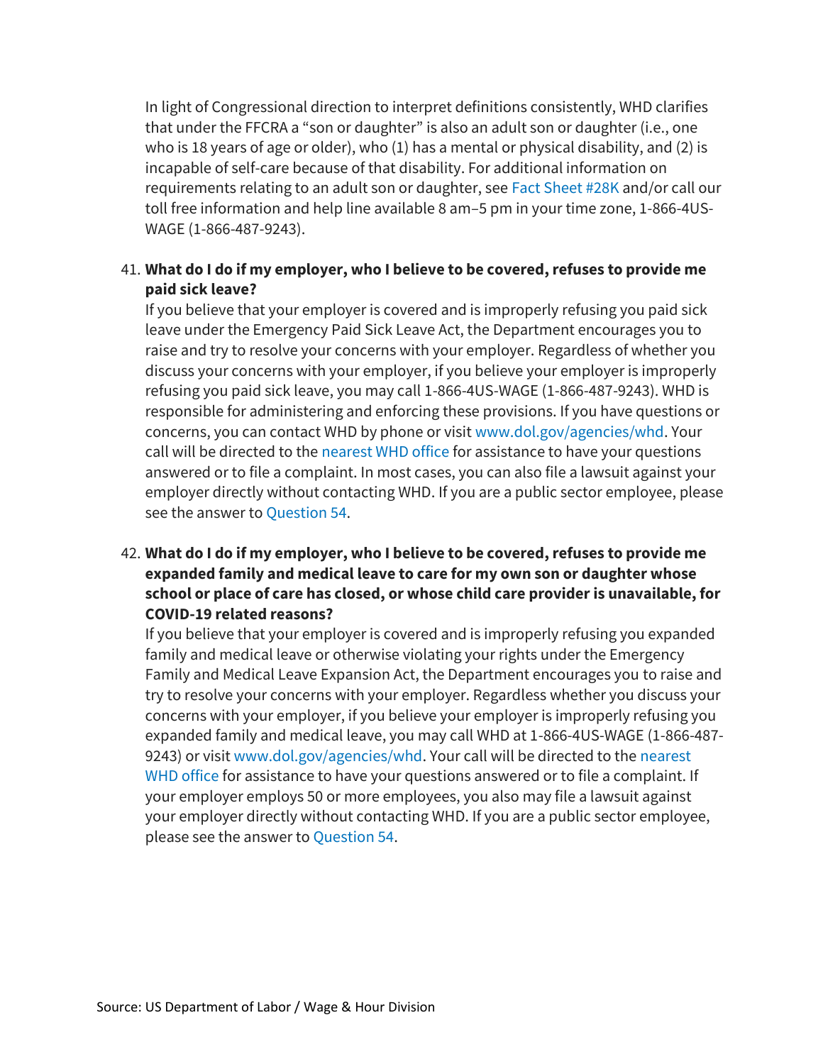In light of Congressional direction to interpret definitions consistently, WHD clarifies that under the FFCRA a "son or daughter" is also an adult son or daughter (i.e., one who is 18 years of age or older), who (1) has a mental or physical disability, and (2) is incapable of self-care because of that disability. For additional information on requirements relating to an adult son or daughter, see Fact Sheet #28K and/or call our toll free information and help line available 8 am–5 pm in your time zone, 1-866-4US-WAGE (1-866-487-9243).

41. **What do I do if my employer, who I believe to be covered, refuses to provide me paid sick leave?**
    If you believe that your employer is covered and is improperly refusing you paid sick leave under the Emergency Paid Sick Leave Act, the Department encourages you to raise and try to resolve your concerns with your employer. Regardless of whether you discuss your concerns with your employer, if you believe your employer is improperly refusing you paid sick leave, you may call 1-866-4US-WAGE (1-866-487-9243). WHD is responsible for administering and enforcing these provisions. If you have questions or concerns, you can contact WHD by phone or visit www.dol.gov/agencies/whd. Your call will be directed to the nearest WHD office for assistance to have your questions answered or to file a complaint. In most cases, you can also file a lawsuit against your employer directly without contacting WHD. If you are a public sector employee, please see the answer to Question 54.

42. **What do I do if my employer, who I believe to be covered, refuses to provide me expanded family and medical leave to care for my own son or daughter whose school or place of care has closed, or whose child care provider is unavailable, for COVID-19 related reasons?**
    If you believe that your employer is covered and is improperly refusing you expanded family and medical leave or otherwise violating your rights under the Emergency Family and Medical Leave Expansion Act, the Department encourages you to raise and try to resolve your concerns with your employer. Regardless whether you discuss your concerns with your employer, if you believe your employer is improperly refusing you expanded family and medical leave, you may call WHD at 1-866-4US-WAGE (1-866-487-9243) or visit www.dol.gov/agencies/whd. Your call will be directed to the nearest WHD office for assistance to have your questions answered or to file a complaint. If your employer employs 50 or more employees, you also may file a lawsuit against your employer directly without contacting WHD. If you are a public sector employee, please see the answer to Question 54.

Source: US Department of Labor / Wage & Hour Division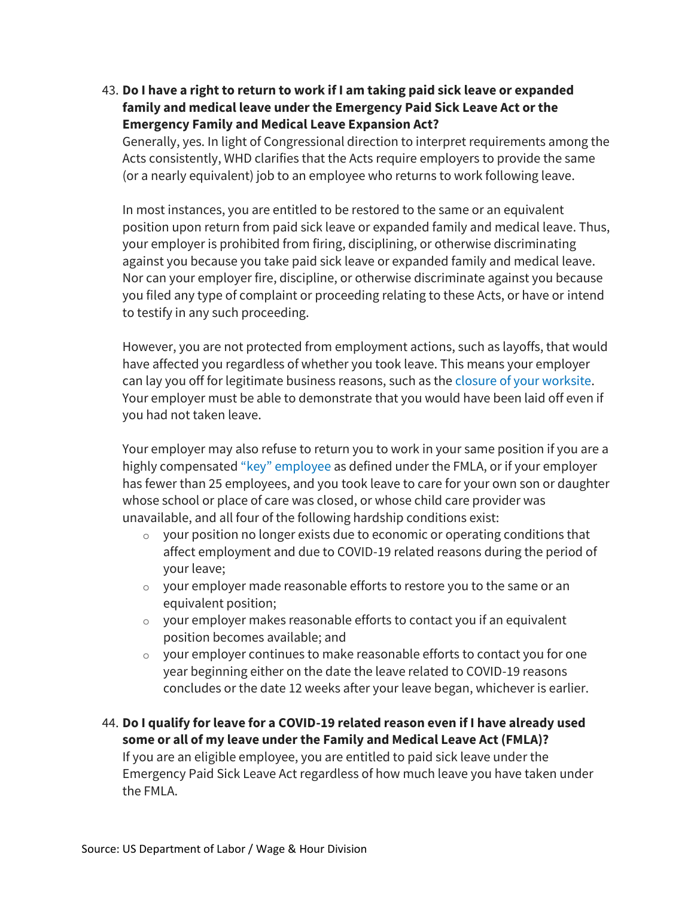43. **Do I have a right to return to work if I am taking paid sick leave or expanded family and medical leave under the Emergency Paid Sick Leave Act or the Emergency Family and Medical Leave Expansion Act?**
    Generally, yes. In light of Congressional direction to interpret requirements among the Acts consistently, WHD clarifies that the Acts require employers to provide the same (or a nearly equivalent) job to an employee who returns to work following leave.

    In most instances, you are entitled to be restored to the same or an equivalent position upon return from paid sick leave or expanded family and medical leave. Thus, your employer is prohibited from firing, disciplining, or otherwise discriminating against you because you take paid sick leave or expanded family and medical leave. Nor can your employer fire, discipline, or otherwise discriminate against you because you filed any type of complaint or proceeding relating to these Acts, or have or intend to testify in any such proceeding.

    However, you are not protected from employment actions, such as layoffs, that would have affected you regardless of whether you took leave. This means your employer can lay you off for legitimate business reasons, such as the closure of your worksite. Your employer must be able to demonstrate that you would have been laid off even if you had not taken leave.

    Your employer may also refuse to return you to work in your same position if you are a highly compensated "key" employee as defined under the FMLA, or if your employer has fewer than 25 employees, and you took leave to care for your own son or daughter whose school or place of care was closed, or whose child care provider was unavailable, and all four of the following hardship conditions exist:
    - your position no longer exists due to economic or operating conditions that affect employment and due to COVID-19 related reasons during the period of your leave;
    - your employer made reasonable efforts to restore you to the same or an equivalent position;
    - your employer makes reasonable efforts to contact you if an equivalent position becomes available; and
    - your employer continues to make reasonable efforts to contact you for one year beginning either on the date the leave related to COVID-19 reasons concludes or the date 12 weeks after your leave began, whichever is earlier.

44. **Do I qualify for leave for a COVID-19 related reason even if I have already used some or all of my leave under the Family and Medical Leave Act (FMLA)?**
    If you are an eligible employee, you are entitled to paid sick leave under the Emergency Paid Sick Leave Act regardless of how much leave you have taken under the FMLA.

Source: US Department of Labor / Wage & Hour Division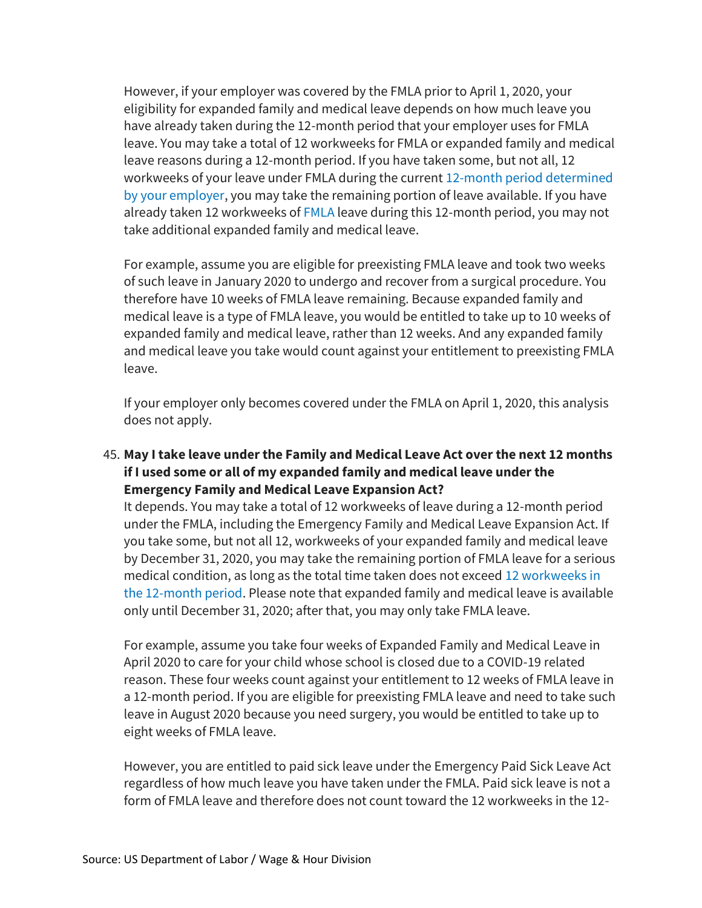However, if your employer was covered by the FMLA prior to April 1, 2020, your eligibility for expanded family and medical leave depends on how much leave you have already taken during the 12-month period that your employer uses for FMLA leave. You may take a total of 12 workweeks for FMLA or expanded family and medical leave reasons during a 12-month period. If you have taken some, but not all, 12 workweeks of your leave under FMLA during the current 12-month period determined by your employer, you may take the remaining portion of leave available. If you have already taken 12 workweeks of FMLA leave during this 12-month period, you may not take additional expanded family and medical leave.

For example, assume you are eligible for preexisting FMLA leave and took two weeks of such leave in January 2020 to undergo and recover from a surgical procedure. You therefore have 10 weeks of FMLA leave remaining. Because expanded family and medical leave is a type of FMLA leave, you would be entitled to take up to 10 weeks of expanded family and medical leave, rather than 12 weeks. And any expanded family and medical leave you take would count against your entitlement to preexisting FMLA leave.

If your employer only becomes covered under the FMLA on April 1, 2020, this analysis does not apply.

45. **May I take leave under the Family and Medical Leave Act over the next 12 months if I used some or all of my expanded family and medical leave under the Emergency Family and Medical Leave Expansion Act?**

It depends. You may take a total of 12 workweeks of leave during a 12-month period under the FMLA, including the Emergency Family and Medical Leave Expansion Act. If you take some, but not all 12, workweeks of your expanded family and medical leave by December 31, 2020, you may take the remaining portion of FMLA leave for a serious medical condition, as long as the total time taken does not exceed 12 workweeks in the 12-month period. Please note that expanded family and medical leave is available only until December 31, 2020; after that, you may only take FMLA leave.

For example, assume you take four weeks of Expanded Family and Medical Leave in April 2020 to care for your child whose school is closed due to a COVID-19 related reason. These four weeks count against your entitlement to 12 weeks of FMLA leave in a 12-month period. If you are eligible for preexisting FMLA leave and need to take such leave in August 2020 because you need surgery, you would be entitled to take up to eight weeks of FMLA leave.

However, you are entitled to paid sick leave under the Emergency Paid Sick Leave Act regardless of how much leave you have taken under the FMLA. Paid sick leave is not a form of FMLA leave and therefore does not count toward the 12 workweeks in the 12-

Source: US Department of Labor / Wage & Hour Division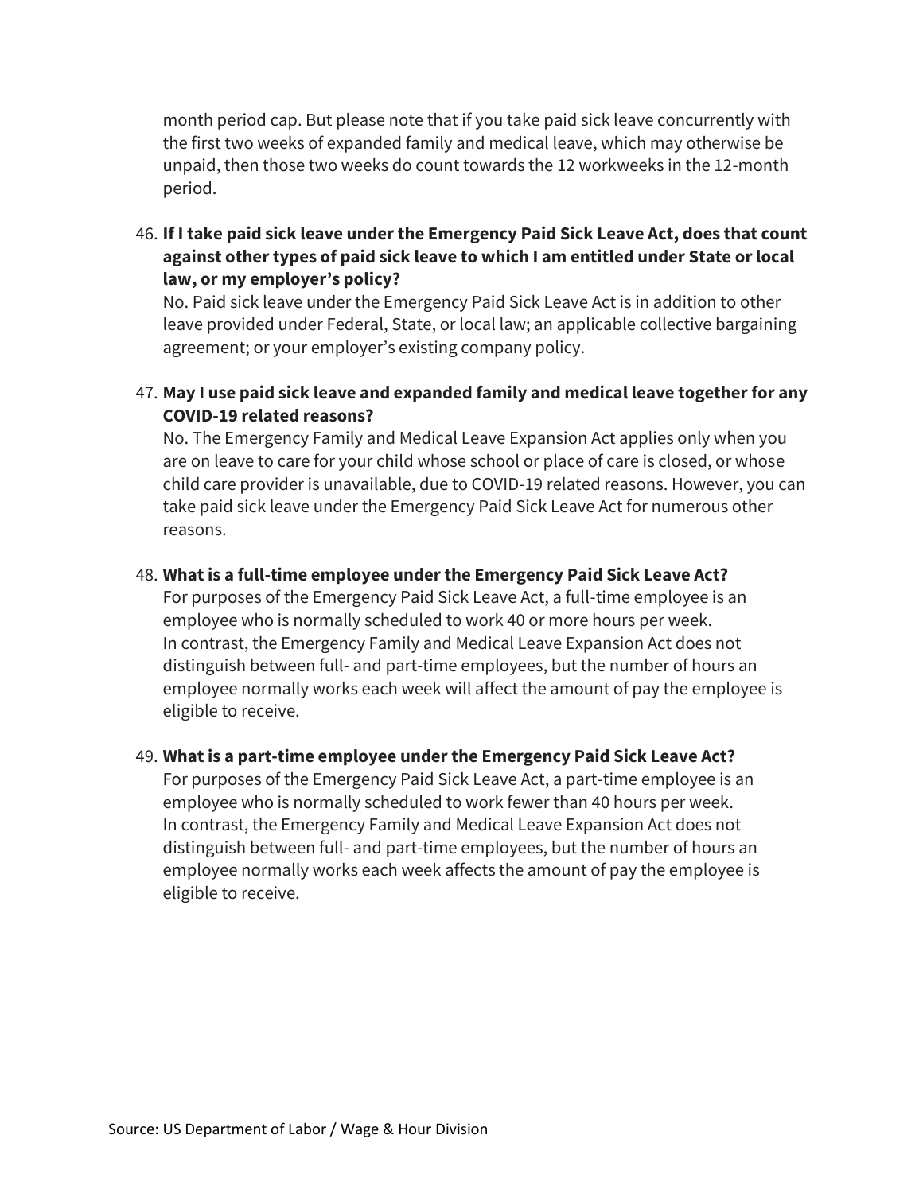month period cap. But please note that if you take paid sick leave concurrently with the first two weeks of expanded family and medical leave, which may otherwise be unpaid, then those two weeks do count towards the 12 workweeks in the 12-month period.

46. **If I take paid sick leave under the Emergency Paid Sick Leave Act, does that count against other types of paid sick leave to which I am entitled under State or local law, or my employer's policy?**
    No. Paid sick leave under the Emergency Paid Sick Leave Act is in addition to other leave provided under Federal, State, or local law; an applicable collective bargaining agreement; or your employer's existing company policy.

47. **May I use paid sick leave and expanded family and medical leave together for any COVID-19 related reasons?**
    No. The Emergency Family and Medical Leave Expansion Act applies only when you are on leave to care for your child whose school or place of care is closed, or whose child care provider is unavailable, due to COVID-19 related reasons. However, you can take paid sick leave under the Emergency Paid Sick Leave Act for numerous other reasons.

48. **What is a full-time employee under the Emergency Paid Sick Leave Act?**
    For purposes of the Emergency Paid Sick Leave Act, a full-time employee is an employee who is normally scheduled to work 40 or more hours per week.
    In contrast, the Emergency Family and Medical Leave Expansion Act does not distinguish between full- and part-time employees, but the number of hours an employee normally works each week will affect the amount of pay the employee is eligible to receive.

49. **What is a part-time employee under the Emergency Paid Sick Leave Act?**
    For purposes of the Emergency Paid Sick Leave Act, a part-time employee is an employee who is normally scheduled to work fewer than 40 hours per week.
    In contrast, the Emergency Family and Medical Leave Expansion Act does not distinguish between full- and part-time employees, but the number of hours an employee normally works each week affects the amount of pay the employee is eligible to receive.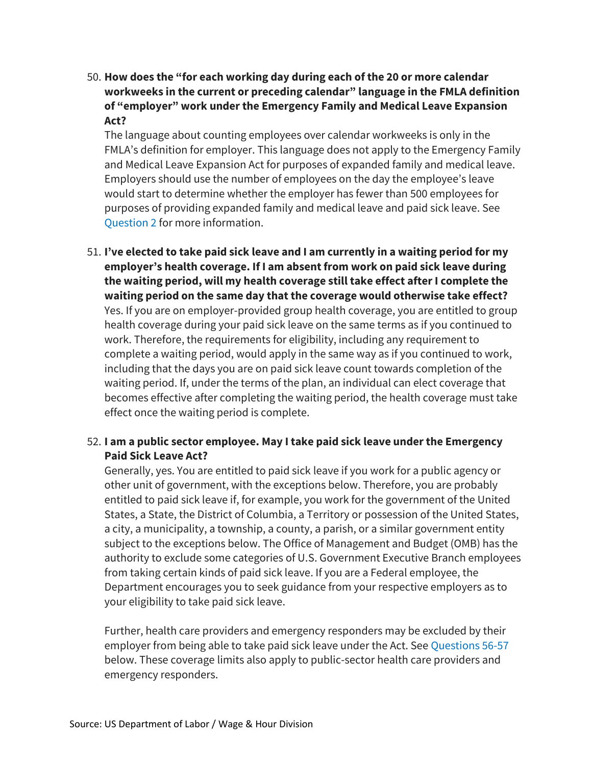50. **How does the "for each working day during each of the 20 or more calendar workweeks in the current or preceding calendar" language in the FMLA definition of "employer" work under the Emergency Family and Medical Leave Expansion Act?**
    The language about counting employees over calendar workweeks is only in the FMLA's definition for employer. This language does not apply to the Emergency Family and Medical Leave Expansion Act for purposes of expanded family and medical leave. Employers should use the number of employees on the day the employee's leave would start to determine whether the employer has fewer than 500 employees for purposes of providing expanded family and medical leave and paid sick leave. See Question 2 for more information.

51. **I've elected to take paid sick leave and I am currently in a waiting period for my employer's health coverage. If I am absent from work on paid sick leave during the waiting period, will my health coverage still take effect after I complete the waiting period on the same day that the coverage would otherwise take effect?**
    Yes. If you are on employer-provided group health coverage, you are entitled to group health coverage during your paid sick leave on the same terms as if you continued to work. Therefore, the requirements for eligibility, including any requirement to complete a waiting period, would apply in the same way as if you continued to work, including that the days you are on paid sick leave count towards completion of the waiting period. If, under the terms of the plan, an individual can elect coverage that becomes effective after completing the waiting period, the health coverage must take effect once the waiting period is complete.

52. **I am a public sector employee. May I take paid sick leave under the Emergency Paid Sick Leave Act?**
    Generally, yes. You are entitled to paid sick leave if you work for a public agency or other unit of government, with the exceptions below. Therefore, you are probably entitled to paid sick leave if, for example, you work for the government of the United States, a State, the District of Columbia, a Territory or possession of the United States, a city, a municipality, a township, a county, a parish, or a similar government entity subject to the exceptions below. The Office of Management and Budget (OMB) has the authority to exclude some categories of U.S. Government Executive Branch employees from taking certain kinds of paid sick leave. If you are a Federal employee, the Department encourages you to seek guidance from your respective employers as to your eligibility to take paid sick leave.

    Further, health care providers and emergency responders may be excluded by their employer from being able to take paid sick leave under the Act. See Questions 56-57 below. These coverage limits also apply to public-sector health care providers and emergency responders.

Source: US Department of Labor / Wage & Hour Division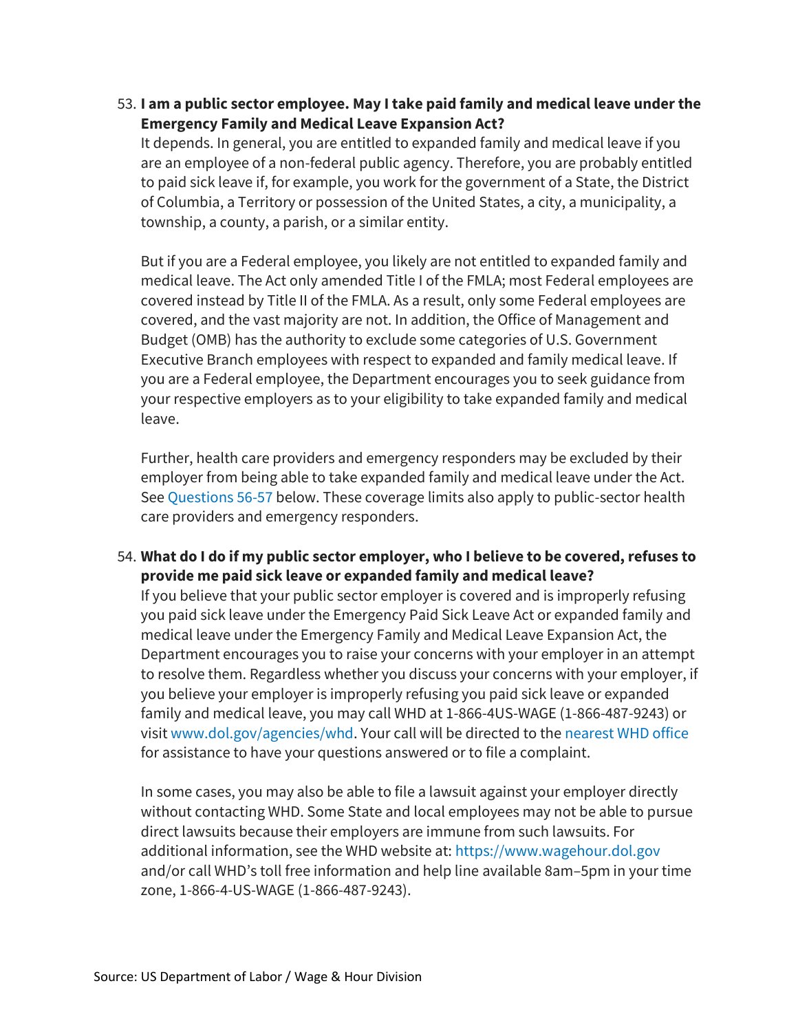53. **I am a public sector employee. May I take paid family and medical leave under the Emergency Family and Medical Leave Expansion Act?**
    It depends. In general, you are entitled to expanded family and medical leave if you are an employee of a non-federal public agency. Therefore, you are probably entitled to paid sick leave if, for example, you work for the government of a State, the District of Columbia, a Territory or possession of the United States, a city, a municipality, a township, a county, a parish, or a similar entity.

    But if you are a Federal employee, you likely are not entitled to expanded family and medical leave. The Act only amended Title I of the FMLA; most Federal employees are covered instead by Title II of the FMLA. As a result, only some Federal employees are covered, and the vast majority are not. In addition, the Office of Management and Budget (OMB) has the authority to exclude some categories of U.S. Government Executive Branch employees with respect to expanded and family medical leave. If you are a Federal employee, the Department encourages you to seek guidance from your respective employers as to your eligibility to take expanded family and medical leave.

    Further, health care providers and emergency responders may be excluded by their employer from being able to take expanded family and medical leave under the Act. See Questions 56-57 below. These coverage limits also apply to public-sector health care providers and emergency responders.

54. **What do I do if my public sector employer, who I believe to be covered, refuses to provide me paid sick leave or expanded family and medical leave?**
    If you believe that your public sector employer is covered and is improperly refusing you paid sick leave under the Emergency Paid Sick Leave Act or expanded family and medical leave under the Emergency Family and Medical Leave Expansion Act, the Department encourages you to raise your concerns with your employer in an attempt to resolve them. Regardless whether you discuss your concerns with your employer, if you believe your employer is improperly refusing you paid sick leave or expanded family and medical leave, you may call WHD at 1-866-4US-WAGE (1-866-487-9243) or visit www.dol.gov/agencies/whd. Your call will be directed to the nearest WHD office for assistance to have your questions answered or to file a complaint.

    In some cases, you may also be able to file a lawsuit against your employer directly without contacting WHD. Some State and local employees may not be able to pursue direct lawsuits because their employers are immune from such lawsuits. For additional information, see the WHD website at: https://www.wagehour.dol.gov and/or call WHD's toll free information and help line available 8am–5pm in your time zone, 1-866-4-US-WAGE (1-866-487-9243).

Source: US Department of Labor / Wage & Hour Division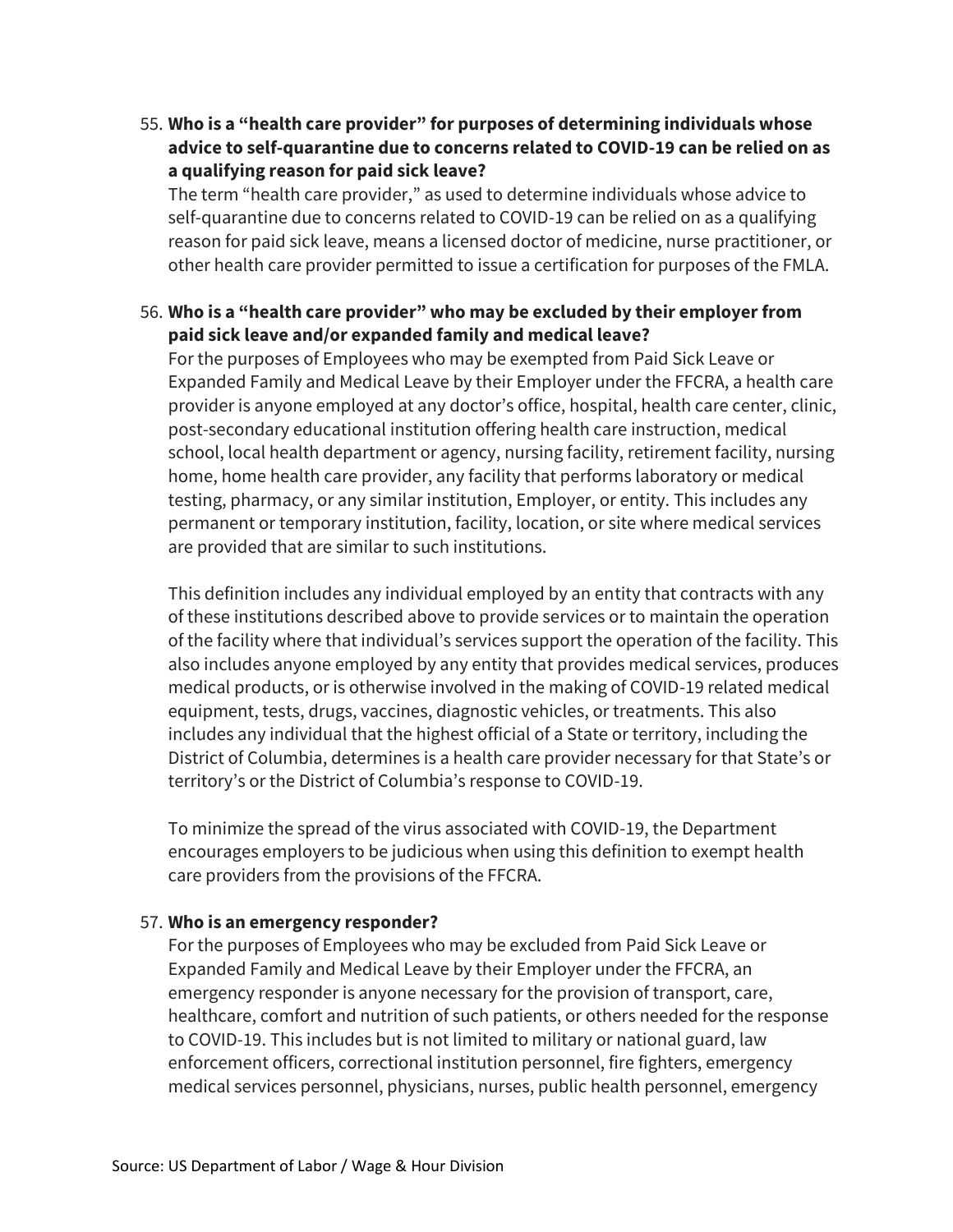55. **Who is a "health care provider" for purposes of determining individuals whose advice to self-quarantine due to concerns related to COVID-19 can be relied on as a qualifying reason for paid sick leave?**
    The term "health care provider," as used to determine individuals whose advice to self-quarantine due to concerns related to COVID-19 can be relied on as a qualifying reason for paid sick leave, means a licensed doctor of medicine, nurse practitioner, or other health care provider permitted to issue a certification for purposes of the FMLA.

56. **Who is a "health care provider" who may be excluded by their employer from paid sick leave and/or expanded family and medical leave?**
    For the purposes of Employees who may be exempted from Paid Sick Leave or Expanded Family and Medical Leave by their Employer under the FFCRA, a health care provider is anyone employed at any doctor's office, hospital, health care center, clinic, post-secondary educational institution offering health care instruction, medical school, local health department or agency, nursing facility, retirement facility, nursing home, home health care provider, any facility that performs laboratory or medical testing, pharmacy, or any similar institution, Employer, or entity. This includes any permanent or temporary institution, facility, location, or site where medical services are provided that are similar to such institutions.

    This definition includes any individual employed by an entity that contracts with any of these institutions described above to provide services or to maintain the operation of the facility where that individual's services support the operation of the facility. This also includes anyone employed by any entity that provides medical services, produces medical products, or is otherwise involved in the making of COVID-19 related medical equipment, tests, drugs, vaccines, diagnostic vehicles, or treatments. This also includes any individual that the highest official of a State or territory, including the District of Columbia, determines is a health care provider necessary for that State's or territory's or the District of Columbia's response to COVID-19.

    To minimize the spread of the virus associated with COVID-19, the Department encourages employers to be judicious when using this definition to exempt health care providers from the provisions of the FFCRA.

57. **Who is an emergency responder?**
    For the purposes of Employees who may be excluded from Paid Sick Leave or Expanded Family and Medical Leave by their Employer under the FFCRA, an emergency responder is anyone necessary for the provision of transport, care, healthcare, comfort and nutrition of such patients, or others needed for the response to COVID-19. This includes but is not limited to military or national guard, law enforcement officers, correctional institution personnel, fire fighters, emergency medical services personnel, physicians, nurses, public health personnel, emergency

Source: US Department of Labor / Wage & Hour Division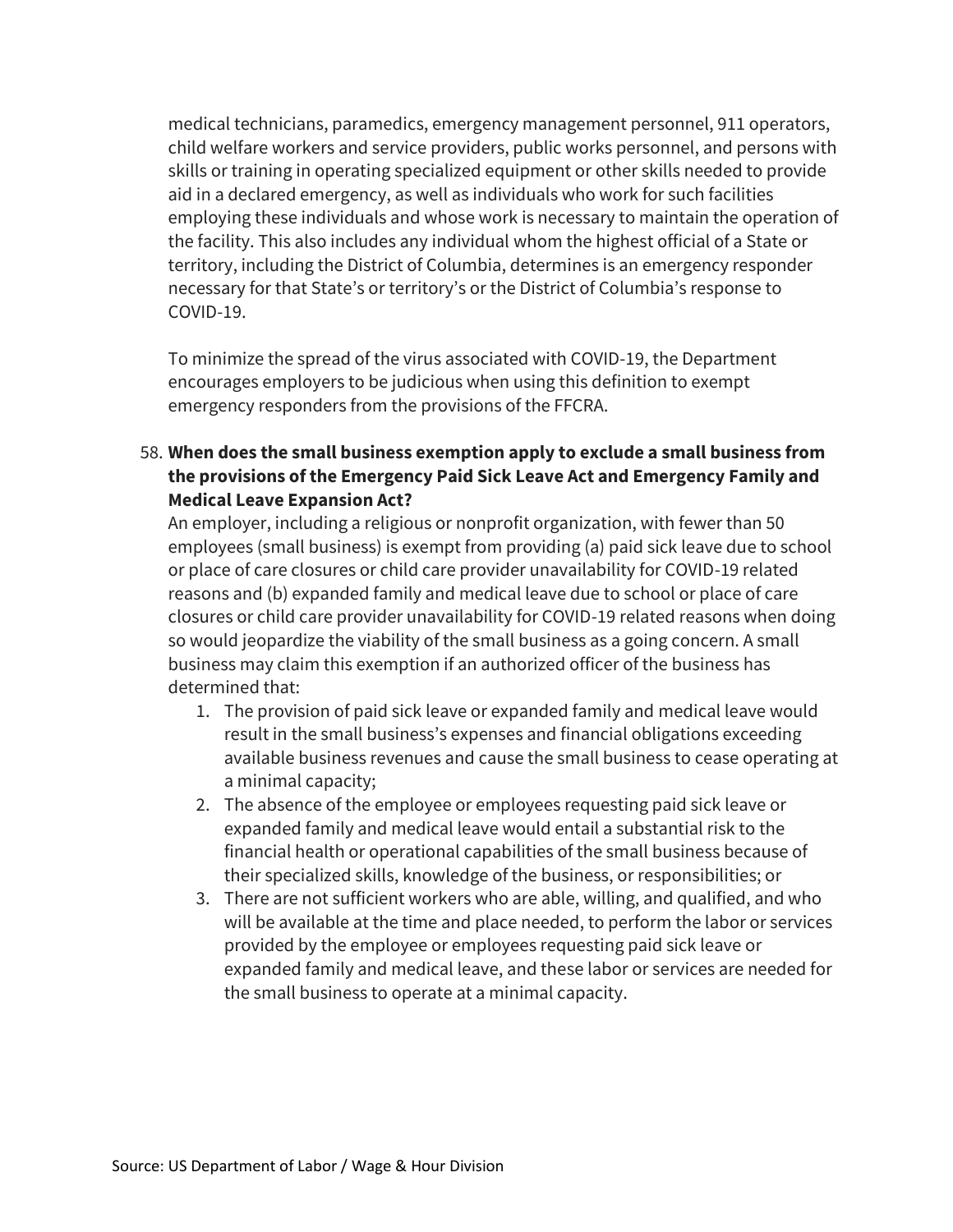medical technicians, paramedics, emergency management personnel, 911 operators, child welfare workers and service providers, public works personnel, and persons with skills or training in operating specialized equipment or other skills needed to provide aid in a declared emergency, as well as individuals who work for such facilities employing these individuals and whose work is necessary to maintain the operation of the facility. This also includes any individual whom the highest official of a State or territory, including the District of Columbia, determines is an emergency responder necessary for that State's or territory's or the District of Columbia's response to COVID-19.

To minimize the spread of the virus associated with COVID-19, the Department encourages employers to be judicious when using this definition to exempt emergency responders from the provisions of the FFCRA.

58. **When does the small business exemption apply to exclude a small business from the provisions of the Emergency Paid Sick Leave Act and Emergency Family and Medical Leave Expansion Act?**

An employer, including a religious or nonprofit organization, with fewer than 50 employees (small business) is exempt from providing (a) paid sick leave due to school or place of care closures or child care provider unavailability for COVID-19 related reasons and (b) expanded family and medical leave due to school or place of care closures or child care provider unavailability for COVID-19 related reasons when doing so would jeopardize the viability of the small business as a going concern. A small business may claim this exemption if an authorized officer of the business has determined that:

1. The provision of paid sick leave or expanded family and medical leave would result in the small business's expenses and financial obligations exceeding available business revenues and cause the small business to cease operating at a minimal capacity;
2. The absence of the employee or employees requesting paid sick leave or expanded family and medical leave would entail a substantial risk to the financial health or operational capabilities of the small business because of their specialized skills, knowledge of the business, or responsibilities; or
3. There are not sufficient workers who are able, willing, and qualified, and who will be available at the time and place needed, to perform the labor or services provided by the employee or employees requesting paid sick leave or expanded family and medical leave, and these labor or services are needed for the small business to operate at a minimal capacity.

Source: US Department of Labor / Wage & Hour Division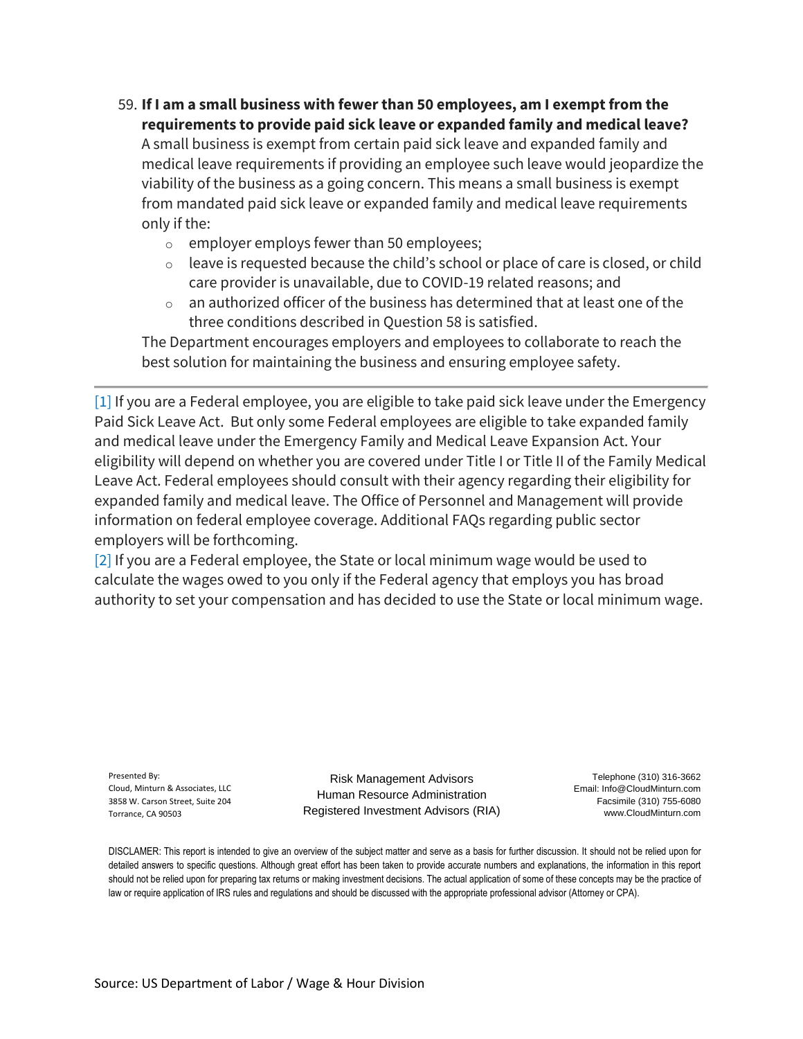59. **If I am a small business with fewer than 50 employees, am I exempt from the requirements to provide paid sick leave or expanded family and medical leave?**
   A small business is exempt from certain paid sick leave and expanded family and medical leave requirements if providing an employee such leave would jeopardize the viability of the business as a going concern. This means a small business is exempt from mandated paid sick leave or expanded family and medical leave requirements only if the:
   - employer employs fewer than 50 employees;
   - leave is requested because the child's school or place of care is closed, or child care provider is unavailable, due to COVID-19 related reasons; and
   - an authorized officer of the business has determined that at least one of the three conditions described in Question 58 is satisfied.

   The Department encourages employers and employees to collaborate to reach the best solution for maintaining the business and ensuring employee safety.

---

[1] If you are a Federal employee, you are eligible to take paid sick leave under the Emergency Paid Sick Leave Act. But only some Federal employees are eligible to take expanded family and medical leave under the Emergency Family and Medical Leave Expansion Act. Your eligibility will depend on whether you are covered under Title I or Title II of the Family Medical Leave Act. Federal employees should consult with their agency regarding their eligibility for expanded family and medical leave. The Office of Personnel and Management will provide information on federal employee coverage. Additional FAQs regarding public sector employers will be forthcoming.

[2] If you are a Federal employee, the State or local minimum wage would be used to calculate the wages owed to you only if the Federal agency that employs you has broad authority to set your compensation and has decided to use the State or local minimum wage.

Presented By:
Cloud, Minturn & Associates, LLC
3858 W. Carson Street, Suite 204
Torrance, CA 90503

Risk Management Advisors
Human Resource Administration
Registered Investment Advisors (RIA)

Telephone (310) 316-3662
Email: Info@CloudMinturn.com
Facsimile (310) 755-6080
www.CloudMinturn.com

DISCLAMER: This report is intended to give an overview of the subject matter and serve as a basis for further discussion. It should not be relied upon for detailed answers to specific questions. Although great effort has been taken to provide accurate numbers and explanations, the information in this report should not be relied upon for preparing tax returns or making investment decisions. The actual application of some of these concepts may be the practice of law or require application of IRS rules and regulations and should be discussed with the appropriate professional advisor (Attorney or CPA).

Source: US Department of Labor / Wage & Hour Division